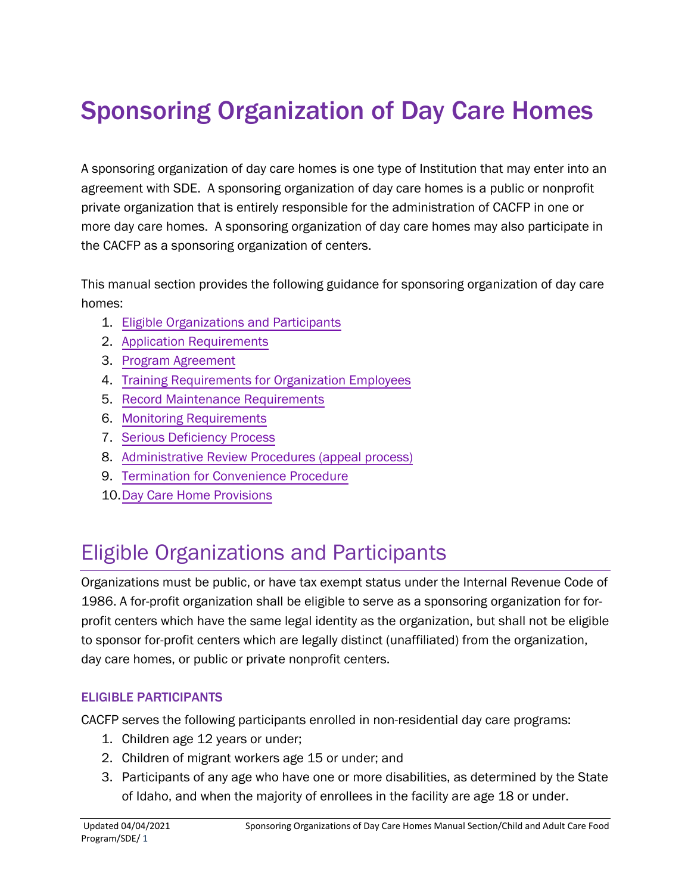# Sponsoring Organization of Day Care Homes

A sponsoring organization of day care homes is one type of Institution that may enter into an agreement with SDE. A sponsoring organization of day care homes is a public or nonprofit private organization that is entirely responsible for the administration of CACFP in one or more day care homes. A sponsoring organization of day care homes may also participate in the CACFP as a sponsoring organization of centers.

This manual section provides the following guidance for sponsoring organization of day care homes:

1. Eligible Organizations and Participants
2. Application Requirements
3. Program Agreement
4. Training Requirements for Organization Employees
5. Record Maintenance Requirements
6. Monitoring Requirements
7. Serious Deficiency Process
8. Administrative Review Procedures (appeal process)
9. Termination for Convenience Procedure
10. Day Care Home Provisions

## Eligible Organizations and Participants

Organizations must be public, or have tax exempt status under the Internal Revenue Code of 1986. A for-profit organization shall be eligible to serve as a sponsoring organization for for-profit centers which have the same legal identity as the organization, but shall not be eligible to sponsor for-profit centers which are legally distinct (unaffiliated) from the organization, day care homes, or public or private nonprofit centers.

### ELIGIBLE PARTICIPANTS

CACFP serves the following participants enrolled in non-residential day care programs:

1. Children age 12 years or under;
2. Children of migrant workers age 15 or under; and
3. Participants of any age who have one or more disabilities, as determined by the State of Idaho, and when the majority of enrollees in the facility are age 18 or under.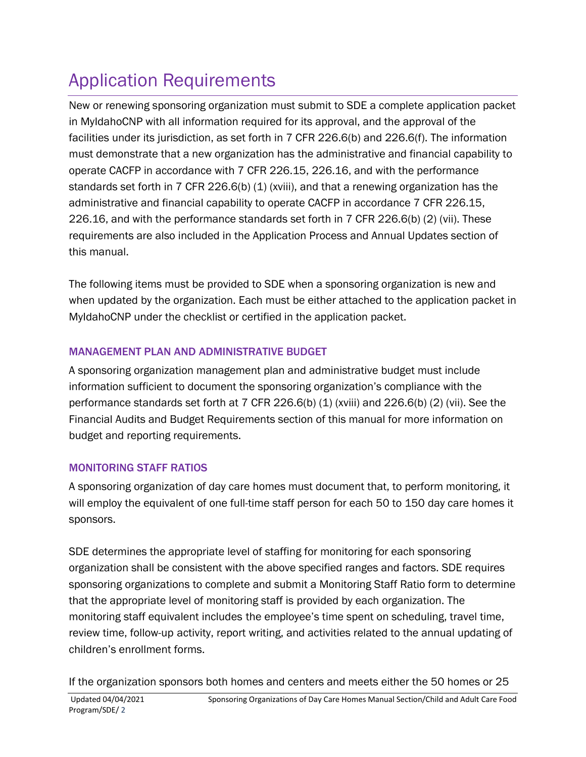# Application Requirements

New or renewing sponsoring organization must submit to SDE a complete application packet in MyIdahoCNP with all information required for its approval, and the approval of the facilities under its jurisdiction, as set forth in 7 CFR 226.6(b) and 226.6(f). The information must demonstrate that a new organization has the administrative and financial capability to operate CACFP in accordance with 7 CFR 226.15, 226.16, and with the performance standards set forth in 7 CFR 226.6(b) (1) (xviii), and that a renewing organization has the administrative and financial capability to operate CACFP in accordance 7 CFR 226.15, 226.16, and with the performance standards set forth in 7 CFR 226.6(b) (2) (vii). These requirements are also included in the Application Process and Annual Updates section of this manual.

The following items must be provided to SDE when a sponsoring organization is new and when updated by the organization. Each must be either attached to the application packet in MyIdahoCNP under the checklist or certified in the application packet.

### MANAGEMENT PLAN AND ADMINISTRATIVE BUDGET

A sponsoring organization management plan and administrative budget must include information sufficient to document the sponsoring organization's compliance with the performance standards set forth at 7 CFR 226.6(b) (1) (xviii) and 226.6(b) (2) (vii). See the Financial Audits and Budget Requirements section of this manual for more information on budget and reporting requirements.

### MONITORING STAFF RATIOS

A sponsoring organization of day care homes must document that, to perform monitoring, it will employ the equivalent of one full-time staff person for each 50 to 150 day care homes it sponsors.

SDE determines the appropriate level of staffing for monitoring for each sponsoring organization shall be consistent with the above specified ranges and factors. SDE requires sponsoring organizations to complete and submit a Monitoring Staff Ratio form to determine that the appropriate level of monitoring staff is provided by each organization. The monitoring staff equivalent includes the employee's time spent on scheduling, travel time, review time, follow-up activity, report writing, and activities related to the annual updating of children's enrollment forms.

If the organization sponsors both homes and centers and meets either the 50 homes or 25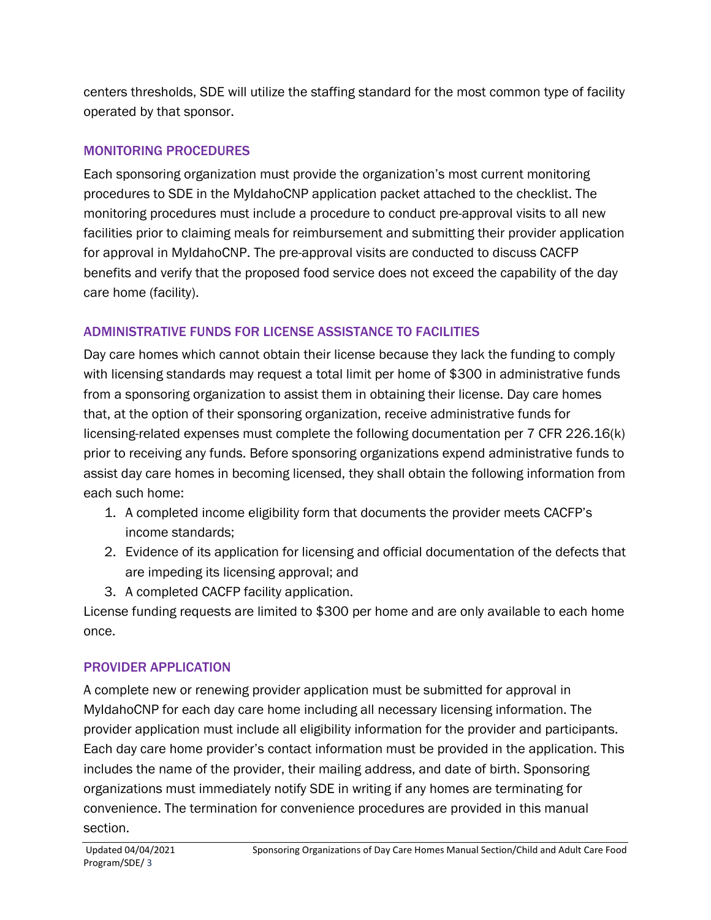centers thresholds, SDE will utilize the staffing standard for the most common type of facility operated by that sponsor.

## MONITORING PROCEDURES

Each sponsoring organization must provide the organization's most current monitoring procedures to SDE in the MyIdahoCNP application packet attached to the checklist. The monitoring procedures must include a procedure to conduct pre-approval visits to all new facilities prior to claiming meals for reimbursement and submitting their provider application for approval in MyIdahoCNP. The pre-approval visits are conducted to discuss CACFP benefits and verify that the proposed food service does not exceed the capability of the day care home (facility).

## ADMINISTRATIVE FUNDS FOR LICENSE ASSISTANCE TO FACILITIES

Day care homes which cannot obtain their license because they lack the funding to comply with licensing standards may request a total limit per home of $300 in administrative funds from a sponsoring organization to assist them in obtaining their license. Day care homes that, at the option of their sponsoring organization, receive administrative funds for licensing-related expenses must complete the following documentation per 7 CFR 226.16(k) prior to receiving any funds. Before sponsoring organizations expend administrative funds to assist day care homes in becoming licensed, they shall obtain the following information from each such home:

1. A completed income eligibility form that documents the provider meets CACFP's income standards;
2. Evidence of its application for licensing and official documentation of the defects that are impeding its licensing approval; and
3. A completed CACFP facility application.

License funding requests are limited to $300 per home and are only available to each home once.

## PROVIDER APPLICATION

A complete new or renewing provider application must be submitted for approval in MyIdahoCNP for each day care home including all necessary licensing information. The provider application must include all eligibility information for the provider and participants. Each day care home provider's contact information must be provided in the application. This includes the name of the provider, their mailing address, and date of birth. Sponsoring organizations must immediately notify SDE in writing if any homes are terminating for convenience. The termination for convenience procedures are provided in this manual section.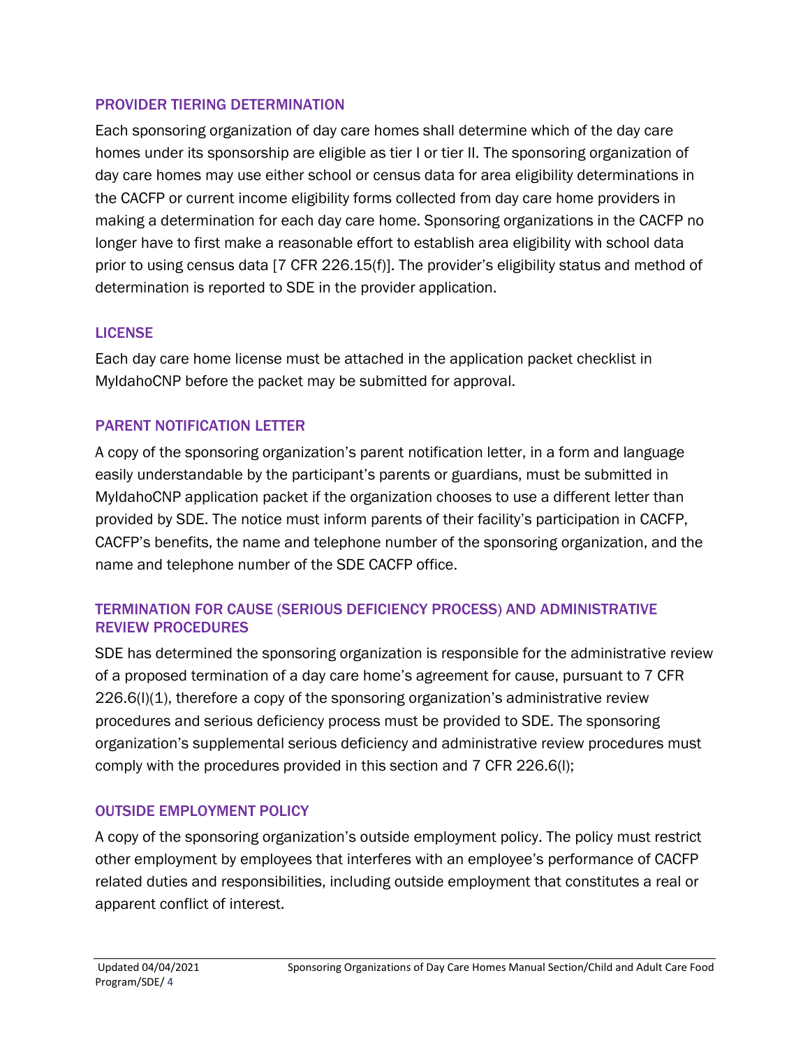### PROVIDER TIERING DETERMINATION

Each sponsoring organization of day care homes shall determine which of the day care homes under its sponsorship are eligible as tier I or tier II. The sponsoring organization of day care homes may use either school or census data for area eligibility determinations in the CACFP or current income eligibility forms collected from day care home providers in making a determination for each day care home. Sponsoring organizations in the CACFP no longer have to first make a reasonable effort to establish area eligibility with school data prior to using census data [7 CFR 226.15(f)]. The provider's eligibility status and method of determination is reported to SDE in the provider application.

### LICENSE

Each day care home license must be attached in the application packet checklist in MyIdahoCNP before the packet may be submitted for approval.

### PARENT NOTIFICATION LETTER

A copy of the sponsoring organization's parent notification letter, in a form and language easily understandable by the participant's parents or guardians, must be submitted in MyIdahoCNP application packet if the organization chooses to use a different letter than provided by SDE. The notice must inform parents of their facility's participation in CACFP, CACFP's benefits, the name and telephone number of the sponsoring organization, and the name and telephone number of the SDE CACFP office.

### TERMINATION FOR CAUSE (SERIOUS DEFICIENCY PROCESS) AND ADMINISTRATIVE REVIEW PROCEDURES

SDE has determined the sponsoring organization is responsible for the administrative review of a proposed termination of a day care home's agreement for cause, pursuant to 7 CFR 226.6(l)(1), therefore a copy of the sponsoring organization's administrative review procedures and serious deficiency process must be provided to SDE. The sponsoring organization's supplemental serious deficiency and administrative review procedures must comply with the procedures provided in this section and 7 CFR 226.6(l);

### OUTSIDE EMPLOYMENT POLICY

A copy of the sponsoring organization's outside employment policy. The policy must restrict other employment by employees that interferes with an employee's performance of CACFP related duties and responsibilities, including outside employment that constitutes a real or apparent conflict of interest.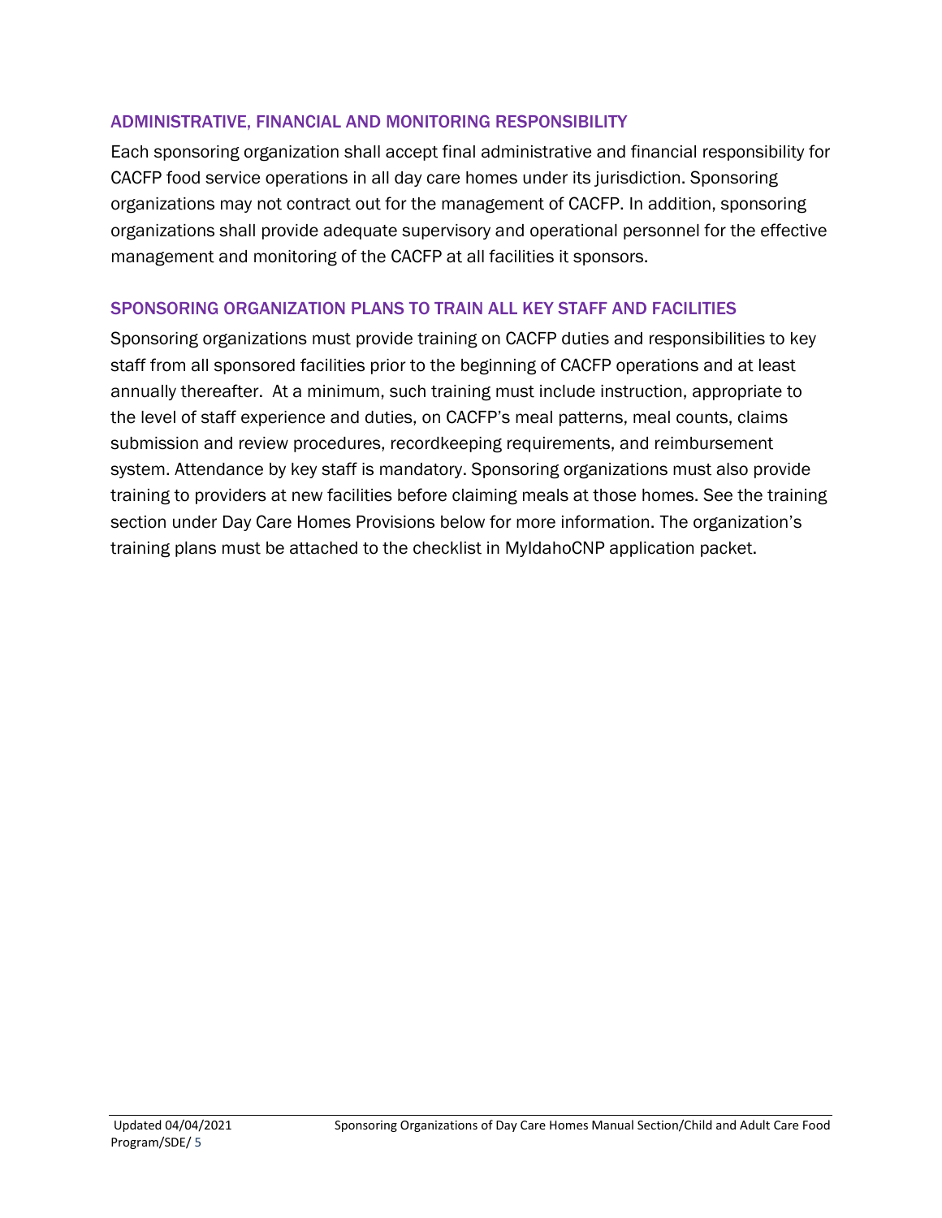## ADMINISTRATIVE, FINANCIAL AND MONITORING RESPONSIBILITY

Each sponsoring organization shall accept final administrative and financial responsibility for CACFP food service operations in all day care homes under its jurisdiction. Sponsoring organizations may not contract out for the management of CACFP. In addition, sponsoring organizations shall provide adequate supervisory and operational personnel for the effective management and monitoring of the CACFP at all facilities it sponsors.

## SPONSORING ORGANIZATION PLANS TO TRAIN ALL KEY STAFF AND FACILITIES

Sponsoring organizations must provide training on CACFP duties and responsibilities to key staff from all sponsored facilities prior to the beginning of CACFP operations and at least annually thereafter. At a minimum, such training must include instruction, appropriate to the level of staff experience and duties, on CACFP's meal patterns, meal counts, claims submission and review procedures, recordkeeping requirements, and reimbursement system. Attendance by key staff is mandatory. Sponsoring organizations must also provide training to providers at new facilities before claiming meals at those homes. See the training section under Day Care Homes Provisions below for more information. The organization's training plans must be attached to the checklist in MyIdahoCNP application packet.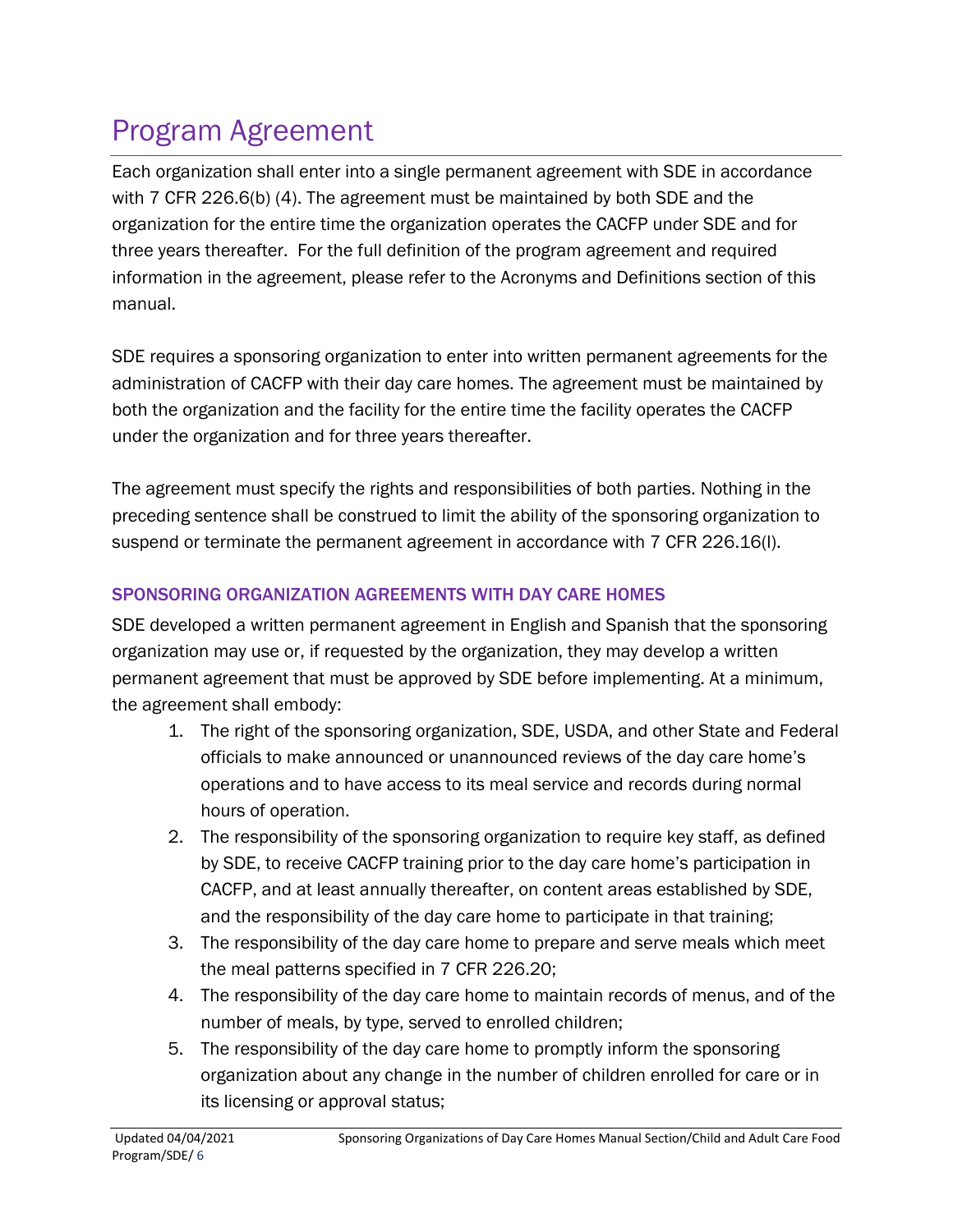# Program Agreement

Each organization shall enter into a single permanent agreement with SDE in accordance with 7 CFR 226.6(b) (4). The agreement must be maintained by both SDE and the organization for the entire time the organization operates the CACFP under SDE and for three years thereafter. For the full definition of the program agreement and required information in the agreement, please refer to the Acronyms and Definitions section of this manual.

SDE requires a sponsoring organization to enter into written permanent agreements for the administration of CACFP with their day care homes. The agreement must be maintained by both the organization and the facility for the entire time the facility operates the CACFP under the organization and for three years thereafter.

The agreement must specify the rights and responsibilities of both parties. Nothing in the preceding sentence shall be construed to limit the ability of the sponsoring organization to suspend or terminate the permanent agreement in accordance with 7 CFR 226.16(l).

## SPONSORING ORGANIZATION AGREEMENTS WITH DAY CARE HOMES

SDE developed a written permanent agreement in English and Spanish that the sponsoring organization may use or, if requested by the organization, they may develop a written permanent agreement that must be approved by SDE before implementing. At a minimum, the agreement shall embody:

1. The right of the sponsoring organization, SDE, USDA, and other State and Federal officials to make announced or unannounced reviews of the day care home's operations and to have access to its meal service and records during normal hours of operation.
2. The responsibility of the sponsoring organization to require key staff, as defined by SDE, to receive CACFP training prior to the day care home's participation in CACFP, and at least annually thereafter, on content areas established by SDE, and the responsibility of the day care home to participate in that training;
3. The responsibility of the day care home to prepare and serve meals which meet the meal patterns specified in 7 CFR 226.20;
4. The responsibility of the day care home to maintain records of menus, and of the number of meals, by type, served to enrolled children;
5. The responsibility of the day care home to promptly inform the sponsoring organization about any change in the number of children enrolled for care or in its licensing or approval status;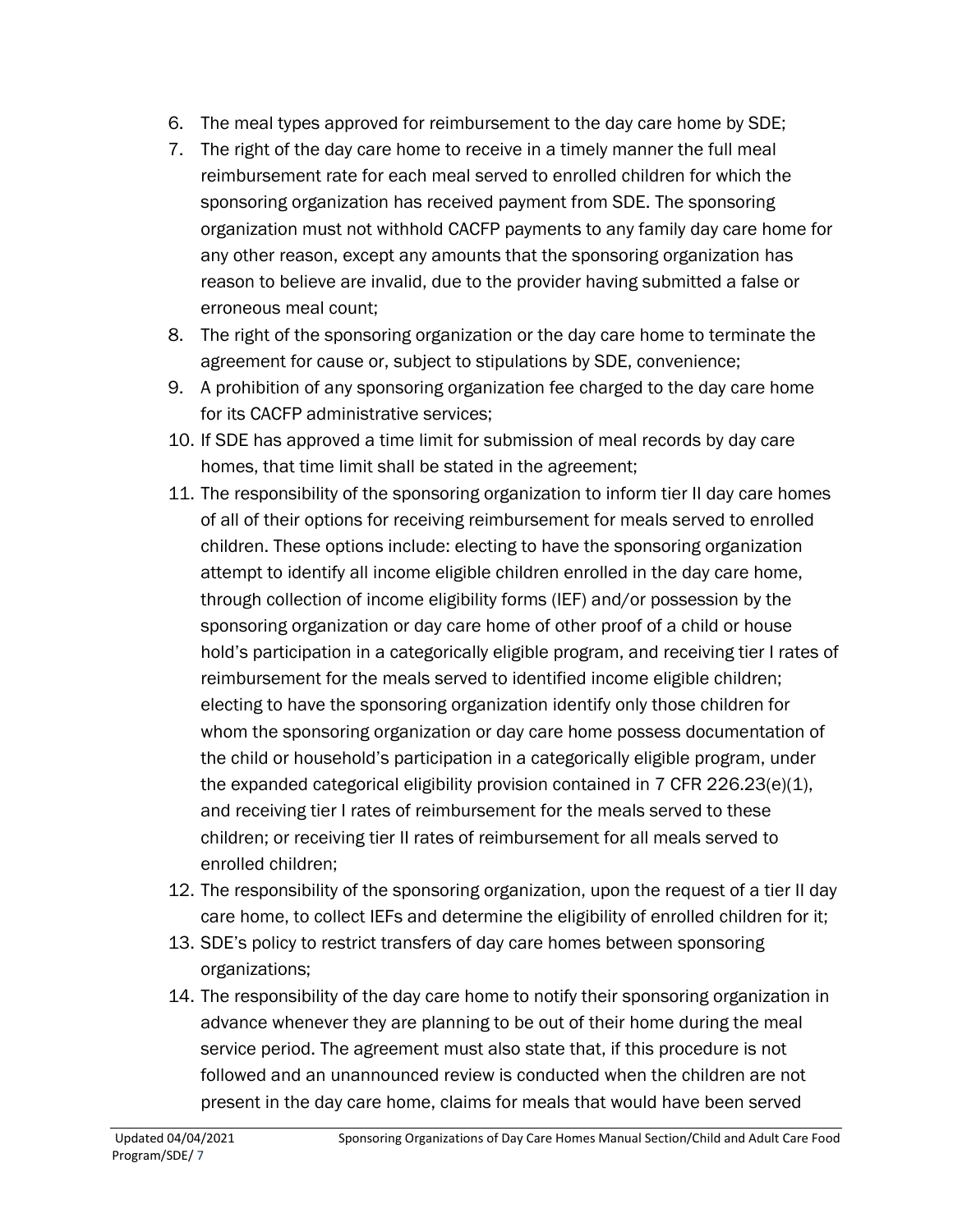6. The meal types approved for reimbursement to the day care home by SDE;
7. The right of the day care home to receive in a timely manner the full meal reimbursement rate for each meal served to enrolled children for which the sponsoring organization has received payment from SDE. The sponsoring organization must not withhold CACFP payments to any family day care home for any other reason, except any amounts that the sponsoring organization has reason to believe are invalid, due to the provider having submitted a false or erroneous meal count;
8. The right of the sponsoring organization or the day care home to terminate the agreement for cause or, subject to stipulations by SDE, convenience;
9. A prohibition of any sponsoring organization fee charged to the day care home for its CACFP administrative services;
10. If SDE has approved a time limit for submission of meal records by day care homes, that time limit shall be stated in the agreement;
11. The responsibility of the sponsoring organization to inform tier II day care homes of all of their options for receiving reimbursement for meals served to enrolled children. These options include: electing to have the sponsoring organization attempt to identify all income eligible children enrolled in the day care home, through collection of income eligibility forms (IEF) and/or possession by the sponsoring organization or day care home of other proof of a child or house hold's participation in a categorically eligible program, and receiving tier I rates of reimbursement for the meals served to identified income eligible children; electing to have the sponsoring organization identify only those children for whom the sponsoring organization or day care home possess documentation of the child or household's participation in a categorically eligible program, under the expanded categorical eligibility provision contained in 7 CFR 226.23(e)(1), and receiving tier I rates of reimbursement for the meals served to these children; or receiving tier II rates of reimbursement for all meals served to enrolled children;
12. The responsibility of the sponsoring organization, upon the request of a tier II day care home, to collect IEFs and determine the eligibility of enrolled children for it;
13. SDE's policy to restrict transfers of day care homes between sponsoring organizations;
14. The responsibility of the day care home to notify their sponsoring organization in advance whenever they are planning to be out of their home during the meal service period. The agreement must also state that, if this procedure is not followed and an unannounced review is conducted when the children are not present in the day care home, claims for meals that would have been served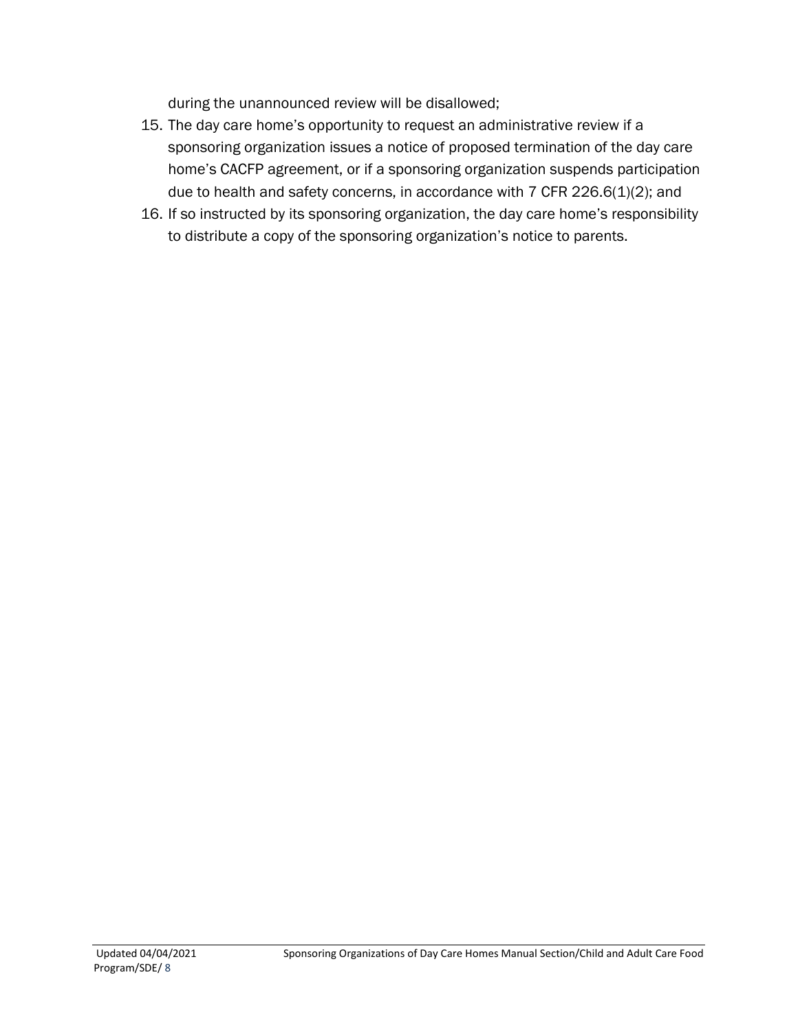during the unannounced review will be disallowed;

15. The day care home's opportunity to request an administrative review if a sponsoring organization issues a notice of proposed termination of the day care home's CACFP agreement, or if a sponsoring organization suspends participation due to health and safety concerns, in accordance with 7 CFR 226.6(1)(2); and
16. If so instructed by its sponsoring organization, the day care home's responsibility to distribute a copy of the sponsoring organization's notice to parents.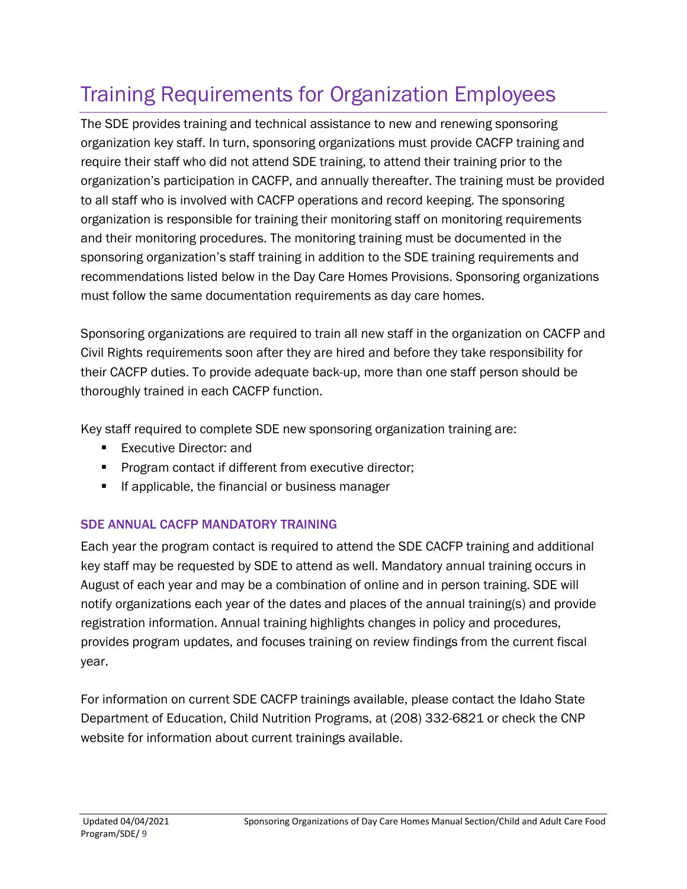# Training Requirements for Organization Employees

The SDE provides training and technical assistance to new and renewing sponsoring organization key staff. In turn, sponsoring organizations must provide CACFP training and require their staff who did not attend SDE training, to attend their training prior to the organization's participation in CACFP, and annually thereafter. The training must be provided to all staff who is involved with CACFP operations and record keeping. The sponsoring organization is responsible for training their monitoring staff on monitoring requirements and their monitoring procedures. The monitoring training must be documented in the sponsoring organization's staff training in addition to the SDE training requirements and recommendations listed below in the Day Care Homes Provisions. Sponsoring organizations must follow the same documentation requirements as day care homes.

Sponsoring organizations are required to train all new staff in the organization on CACFP and Civil Rights requirements soon after they are hired and before they take responsibility for their CACFP duties. To provide adequate back-up, more than one staff person should be thoroughly trained in each CACFP function.

Key staff required to complete SDE new sponsoring organization training are:

- Executive Director: and
- Program contact if different from executive director;
- If applicable, the financial or business manager

### SDE ANNUAL CACFP MANDATORY TRAINING

Each year the program contact is required to attend the SDE CACFP training and additional key staff may be requested by SDE to attend as well. Mandatory annual training occurs in August of each year and may be a combination of online and in person training. SDE will notify organizations each year of the dates and places of the annual training(s) and provide registration information. Annual training highlights changes in policy and procedures, provides program updates, and focuses training on review findings from the current fiscal year.

For information on current SDE CACFP trainings available, please contact the Idaho State Department of Education, Child Nutrition Programs, at (208) 332-6821 or check the CNP website for information about current trainings available.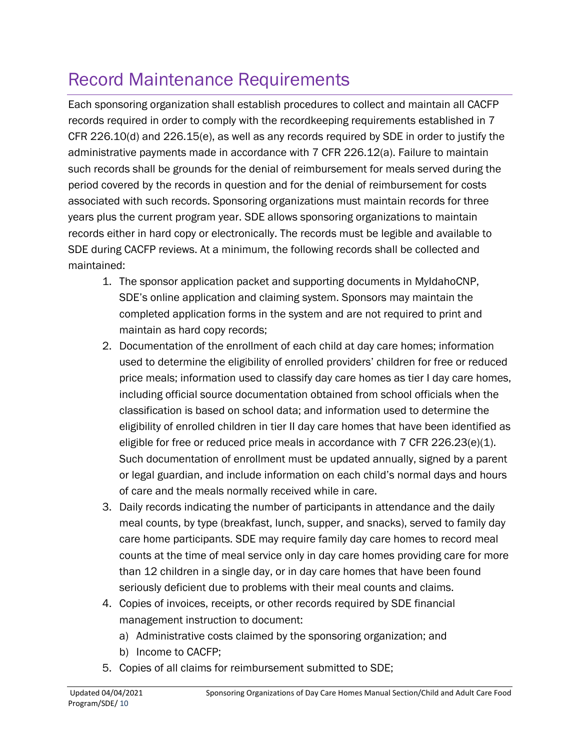# Record Maintenance Requirements

Each sponsoring organization shall establish procedures to collect and maintain all CACFP records required in order to comply with the recordkeeping requirements established in 7 CFR 226.10(d) and 226.15(e), as well as any records required by SDE in order to justify the administrative payments made in accordance with 7 CFR 226.12(a). Failure to maintain such records shall be grounds for the denial of reimbursement for meals served during the period covered by the records in question and for the denial of reimbursement for costs associated with such records. Sponsoring organizations must maintain records for three years plus the current program year. SDE allows sponsoring organizations to maintain records either in hard copy or electronically. The records must be legible and available to SDE during CACFP reviews. At a minimum, the following records shall be collected and maintained:

1. The sponsor application packet and supporting documents in MyIdahoCNP, SDE's online application and claiming system. Sponsors may maintain the completed application forms in the system and are not required to print and maintain as hard copy records;
2. Documentation of the enrollment of each child at day care homes; information used to determine the eligibility of enrolled providers' children for free or reduced price meals; information used to classify day care homes as tier I day care homes, including official source documentation obtained from school officials when the classification is based on school data; and information used to determine the eligibility of enrolled children in tier II day care homes that have been identified as eligible for free or reduced price meals in accordance with 7 CFR 226.23(e)(1). Such documentation of enrollment must be updated annually, signed by a parent or legal guardian, and include information on each child's normal days and hours of care and the meals normally received while in care.
3. Daily records indicating the number of participants in attendance and the daily meal counts, by type (breakfast, lunch, supper, and snacks), served to family day care home participants. SDE may require family day care homes to record meal counts at the time of meal service only in day care homes providing care for more than 12 children in a single day, or in day care homes that have been found seriously deficient due to problems with their meal counts and claims.
4. Copies of invoices, receipts, or other records required by SDE financial management instruction to document:
   a) Administrative costs claimed by the sponsoring organization; and
   b) Income to CACFP;
5. Copies of all claims for reimbursement submitted to SDE;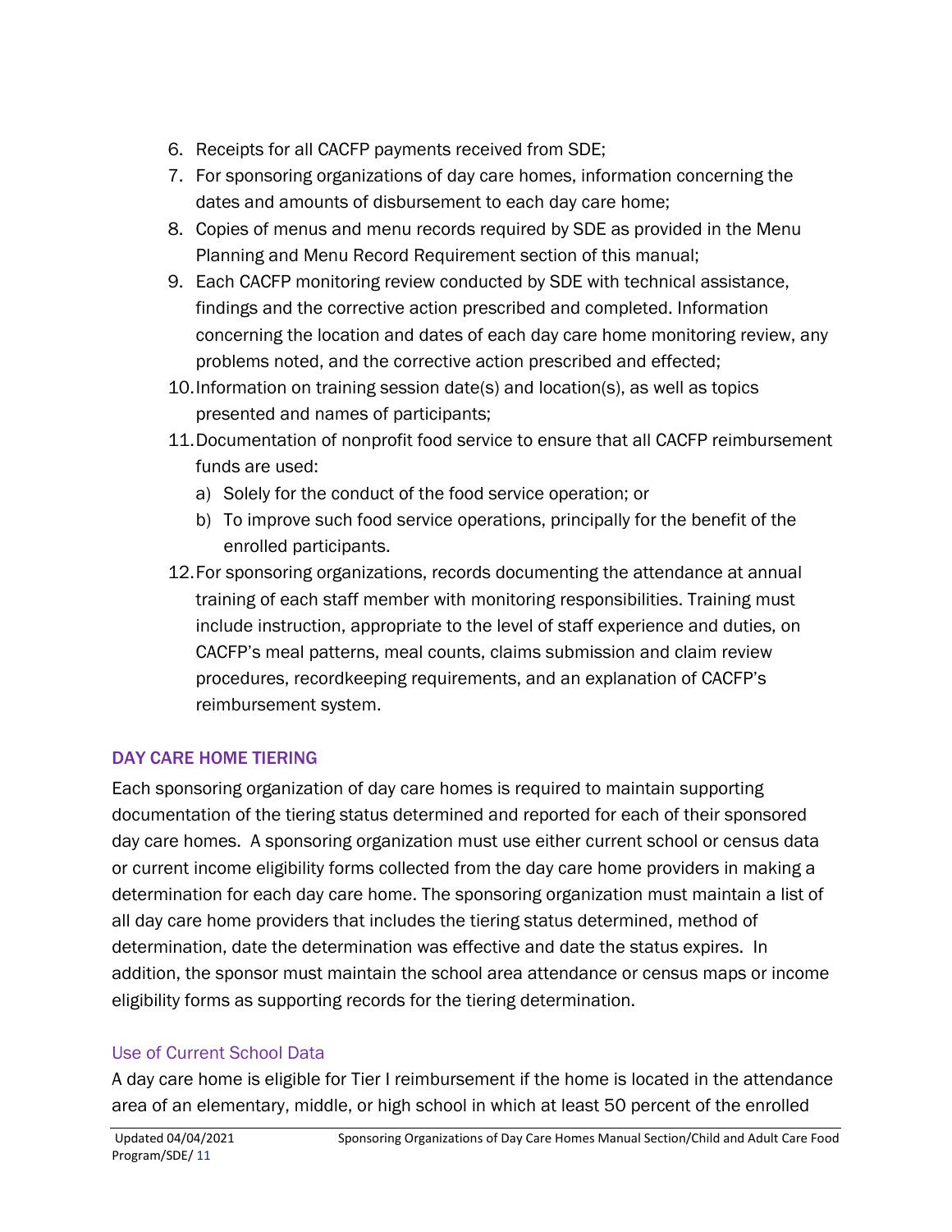6. Receipts for all CACFP payments received from SDE;
7. For sponsoring organizations of day care homes, information concerning the dates and amounts of disbursement to each day care home;
8. Copies of menus and menu records required by SDE as provided in the Menu Planning and Menu Record Requirement section of this manual;
9. Each CACFP monitoring review conducted by SDE with technical assistance, findings and the corrective action prescribed and completed. Information concerning the location and dates of each day care home monitoring review, any problems noted, and the corrective action prescribed and effected;
10. Information on training session date(s) and location(s), as well as topics presented and names of participants;
11. Documentation of nonprofit food service to ensure that all CACFP reimbursement funds are used:
    a) Solely for the conduct of the food service operation; or
    b) To improve such food service operations, principally for the benefit of the enrolled participants.
12. For sponsoring organizations, records documenting the attendance at annual training of each staff member with monitoring responsibilities. Training must include instruction, appropriate to the level of staff experience and duties, on CACFP's meal patterns, meal counts, claims submission and claim review procedures, recordkeeping requirements, and an explanation of CACFP's reimbursement system.

## DAY CARE HOME TIERING

Each sponsoring organization of day care homes is required to maintain supporting documentation of the tiering status determined and reported for each of their sponsored day care homes. A sponsoring organization must use either current school or census data or current income eligibility forms collected from the day care home providers in making a determination for each day care home. The sponsoring organization must maintain a list of all day care home providers that includes the tiering status determined, method of determination, date the determination was effective and date the status expires. In addition, the sponsor must maintain the school area attendance or census maps or income eligibility forms as supporting records for the tiering determination.

### Use of Current School Data

A day care home is eligible for Tier I reimbursement if the home is located in the attendance area of an elementary, middle, or high school in which at least 50 percent of the enrolled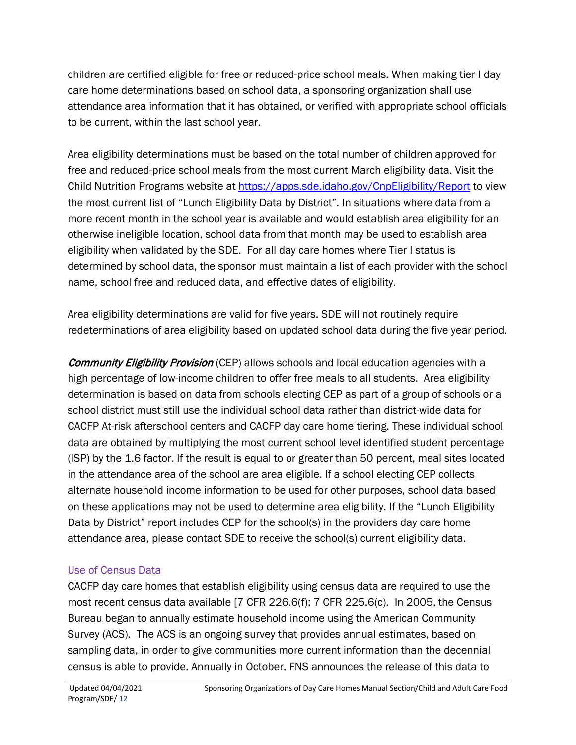children are certified eligible for free or reduced-price school meals. When making tier I day care home determinations based on school data, a sponsoring organization shall use attendance area information that it has obtained, or verified with appropriate school officials to be current, within the last school year.

Area eligibility determinations must be based on the total number of children approved for free and reduced-price school meals from the most current March eligibility data. Visit the Child Nutrition Programs website at [https://apps.sde.idaho.gov/CnpEligibility/Report](https://apps.sde.idaho.gov/CnpEligibility/Report) to view the most current list of "Lunch Eligibility Data by District". In situations where data from a more recent month in the school year is available and would establish area eligibility for an otherwise ineligible location, school data from that month may be used to establish area eligibility when validated by the SDE. For all day care homes where Tier I status is determined by school data, the sponsor must maintain a list of each provider with the school name, school free and reduced data, and effective dates of eligibility.

Area eligibility determinations are valid for five years. SDE will not routinely require redeterminations of area eligibility based on updated school data during the five year period.

***Community Eligibility Provision*** (CEP) allows schools and local education agencies with a high percentage of low-income children to offer free meals to all students. Area eligibility determination is based on data from schools electing CEP as part of a group of schools or a school district must still use the individual school data rather than district-wide data for CACFP At-risk afterschool centers and CACFP day care home tiering. These individual school data are obtained by multiplying the most current school level identified student percentage (ISP) by the 1.6 factor. If the result is equal to or greater than 50 percent, meal sites located in the attendance area of the school are area eligible. If a school electing CEP collects alternate household income information to be used for other purposes, school data based on these applications may not be used to determine area eligibility. If the "Lunch Eligibility Data by District" report includes CEP for the school(s) in the providers day care home attendance area, please contact SDE to receive the school(s) current eligibility data.

### Use of Census Data

CACFP day care homes that establish eligibility using census data are required to use the most recent census data available [7 CFR 226.6(f); 7 CFR 225.6(c). In 2005, the Census Bureau began to annually estimate household income using the American Community Survey (ACS). The ACS is an ongoing survey that provides annual estimates, based on sampling data, in order to give communities more current information than the decennial census is able to provide. Annually in October, FNS announces the release of this data to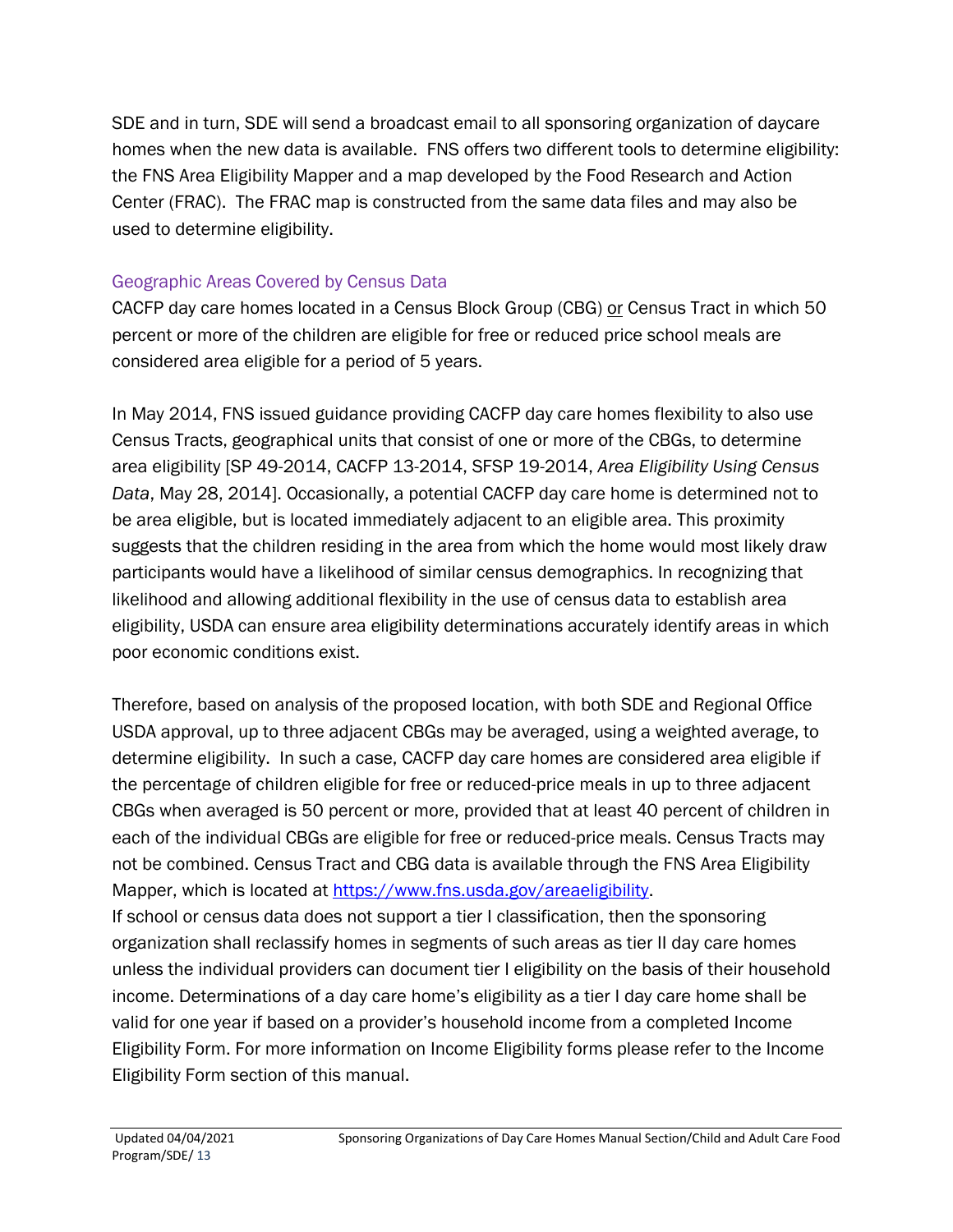SDE and in turn, SDE will send a broadcast email to all sponsoring organization of daycare homes when the new data is available. FNS offers two different tools to determine eligibility: the FNS Area Eligibility Mapper and a map developed by the Food Research and Action Center (FRAC). The FRAC map is constructed from the same data files and may also be used to determine eligibility.

### Geographic Areas Covered by Census Data

CACFP day care homes located in a Census Block Group (CBG) or Census Tract in which 50 percent or more of the children are eligible for free or reduced price school meals are considered area eligible for a period of 5 years.

In May 2014, FNS issued guidance providing CACFP day care homes flexibility to also use Census Tracts, geographical units that consist of one or more of the CBGs, to determine area eligibility [SP 49-2014, CACFP 13-2014, SFSP 19-2014, *Area Eligibility Using Census Data*, May 28, 2014]. Occasionally, a potential CACFP day care home is determined not to be area eligible, but is located immediately adjacent to an eligible area. This proximity suggests that the children residing in the area from which the home would most likely draw participants would have a likelihood of similar census demographics. In recognizing that likelihood and allowing additional flexibility in the use of census data to establish area eligibility, USDA can ensure area eligibility determinations accurately identify areas in which poor economic conditions exist.

Therefore, based on analysis of the proposed location, with both SDE and Regional Office USDA approval, up to three adjacent CBGs may be averaged, using a weighted average, to determine eligibility. In such a case, CACFP day care homes are considered area eligible if the percentage of children eligible for free or reduced-price meals in up to three adjacent CBGs when averaged is 50 percent or more, provided that at least 40 percent of children in each of the individual CBGs are eligible for free or reduced-price meals. Census Tracts may not be combined. Census Tract and CBG data is available through the FNS Area Eligibility Mapper, which is located at https://www.fns.usda.gov/areaeligibility.

If school or census data does not support a tier I classification, then the sponsoring organization shall reclassify homes in segments of such areas as tier II day care homes unless the individual providers can document tier I eligibility on the basis of their household income. Determinations of a day care home's eligibility as a tier I day care home shall be valid for one year if based on a provider's household income from a completed Income Eligibility Form. For more information on Income Eligibility forms please refer to the Income Eligibility Form section of this manual.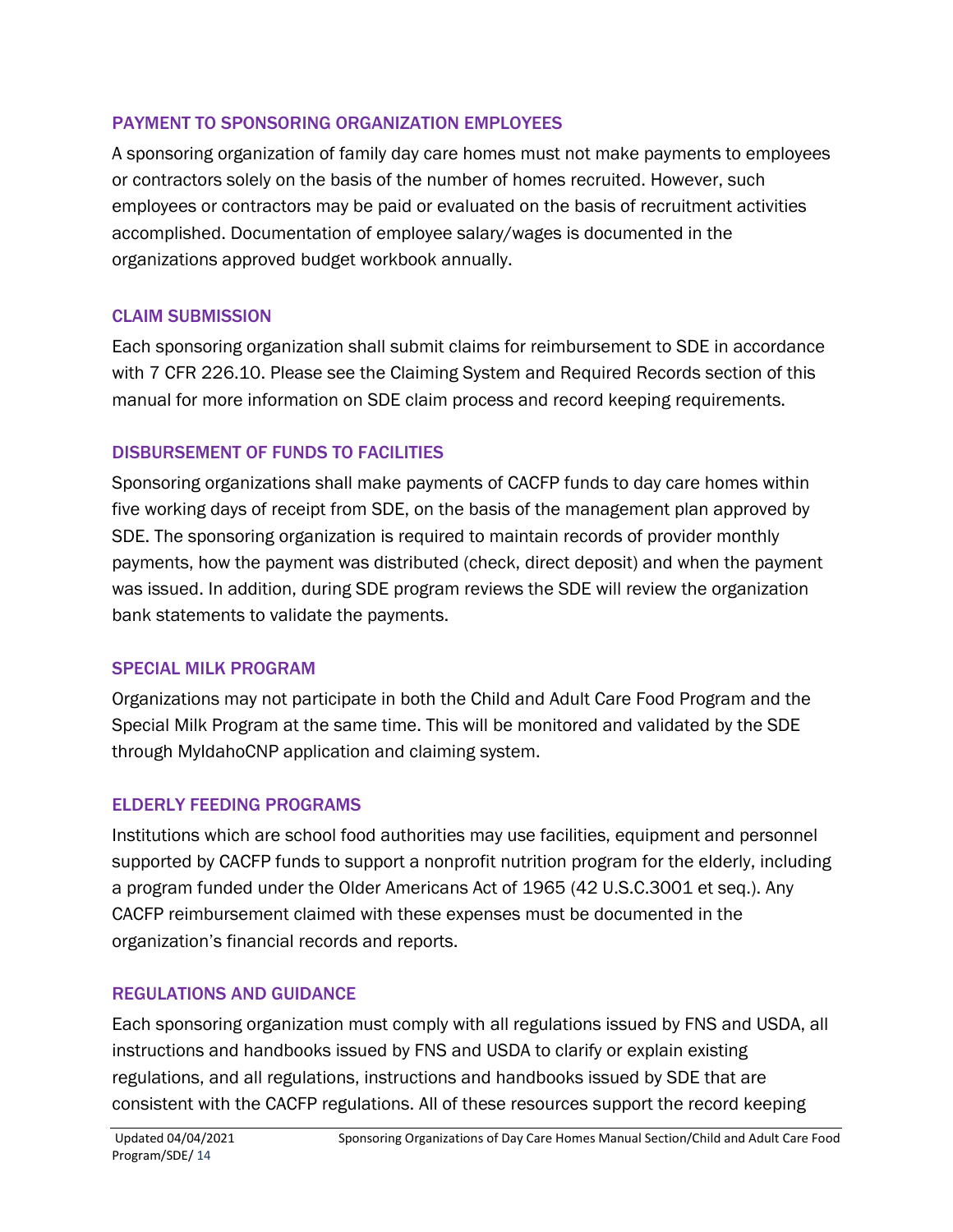### PAYMENT TO SPONSORING ORGANIZATION EMPLOYEES

A sponsoring organization of family day care homes must not make payments to employees or contractors solely on the basis of the number of homes recruited. However, such employees or contractors may be paid or evaluated on the basis of recruitment activities accomplished. Documentation of employee salary/wages is documented in the organizations approved budget workbook annually.

### CLAIM SUBMISSION

Each sponsoring organization shall submit claims for reimbursement to SDE in accordance with 7 CFR 226.10. Please see the Claiming System and Required Records section of this manual for more information on SDE claim process and record keeping requirements.

### DISBURSEMENT OF FUNDS TO FACILITIES

Sponsoring organizations shall make payments of CACFP funds to day care homes within five working days of receipt from SDE, on the basis of the management plan approved by SDE. The sponsoring organization is required to maintain records of provider monthly payments, how the payment was distributed (check, direct deposit) and when the payment was issued. In addition, during SDE program reviews the SDE will review the organization bank statements to validate the payments.

### SPECIAL MILK PROGRAM

Organizations may not participate in both the Child and Adult Care Food Program and the Special Milk Program at the same time. This will be monitored and validated by the SDE through MyIdahoCNP application and claiming system.

### ELDERLY FEEDING PROGRAMS

Institutions which are school food authorities may use facilities, equipment and personnel supported by CACFP funds to support a nonprofit nutrition program for the elderly, including a program funded under the Older Americans Act of 1965 (42 U.S.C.3001 et seq.). Any CACFP reimbursement claimed with these expenses must be documented in the organization's financial records and reports.

### REGULATIONS AND GUIDANCE

Each sponsoring organization must comply with all regulations issued by FNS and USDA, all instructions and handbooks issued by FNS and USDA to clarify or explain existing regulations, and all regulations, instructions and handbooks issued by SDE that are consistent with the CACFP regulations. All of these resources support the record keeping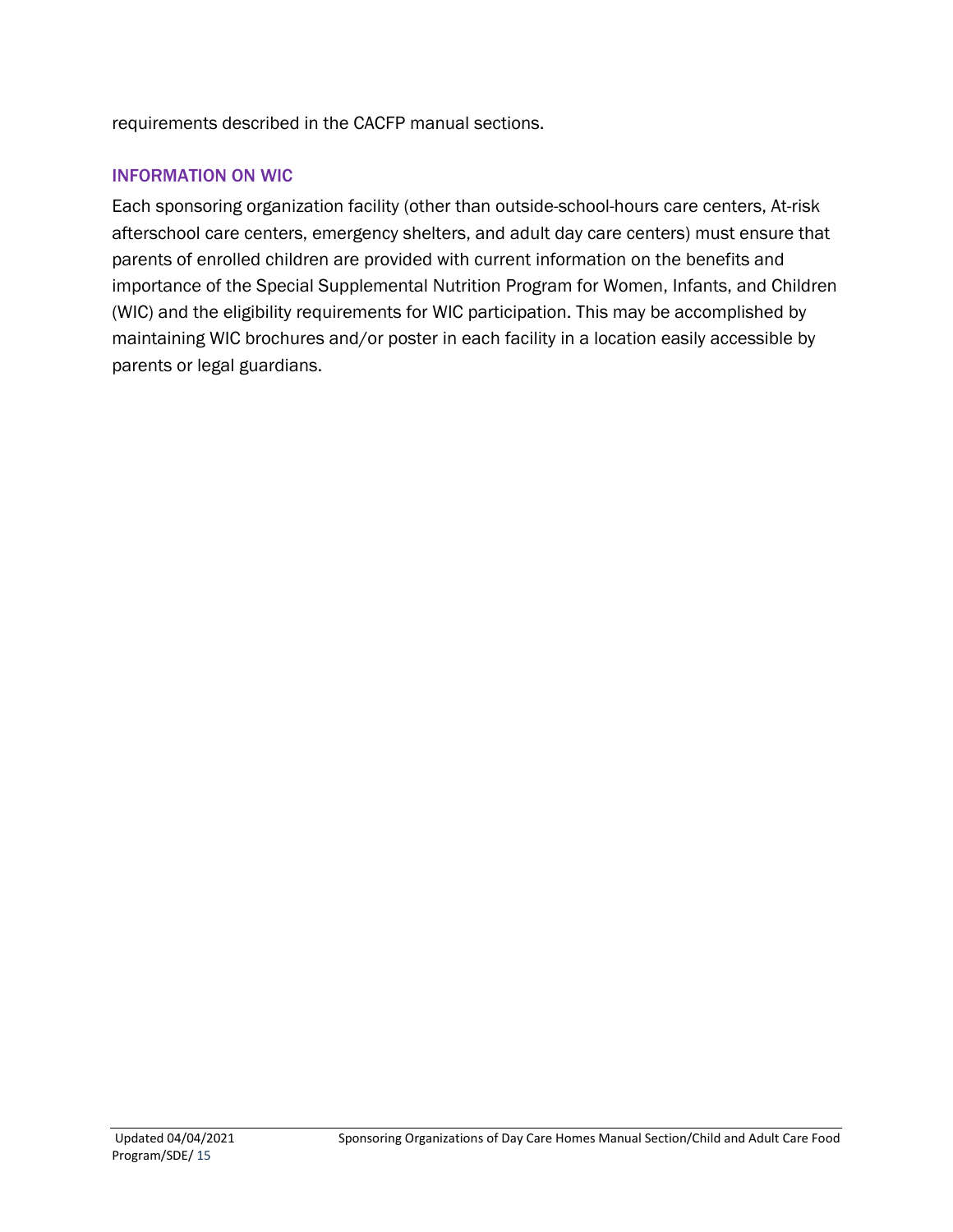requirements described in the CACFP manual sections.

## INFORMATION ON WIC

Each sponsoring organization facility (other than outside-school-hours care centers, At-risk afterschool care centers, emergency shelters, and adult day care centers) must ensure that parents of enrolled children are provided with current information on the benefits and importance of the Special Supplemental Nutrition Program for Women, Infants, and Children (WIC) and the eligibility requirements for WIC participation. This may be accomplished by maintaining WIC brochures and/or poster in each facility in a location easily accessible by parents or legal guardians.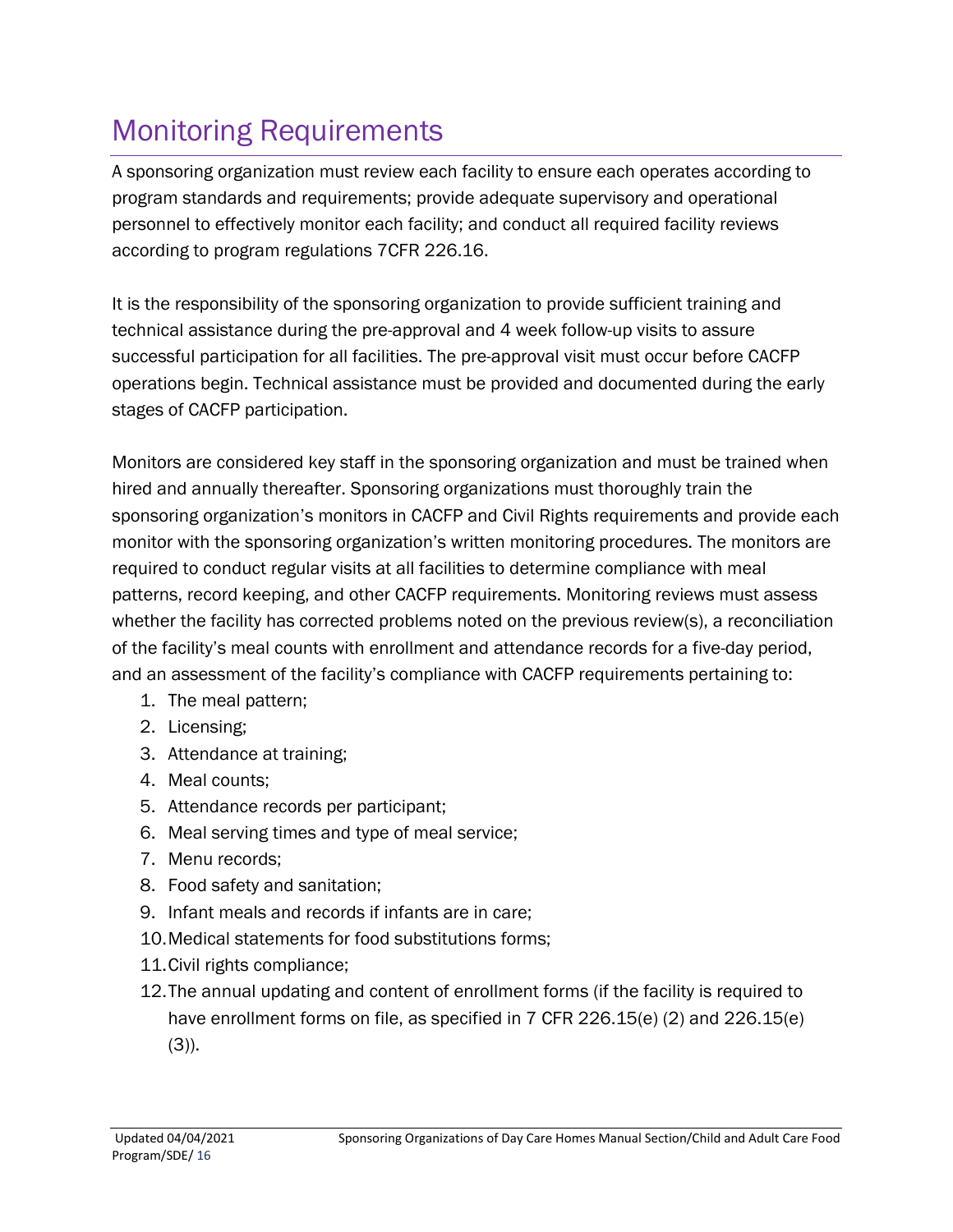# Monitoring Requirements

A sponsoring organization must review each facility to ensure each operates according to program standards and requirements; provide adequate supervisory and operational personnel to effectively monitor each facility; and conduct all required facility reviews according to program regulations 7CFR 226.16.

It is the responsibility of the sponsoring organization to provide sufficient training and technical assistance during the pre-approval and 4 week follow-up visits to assure successful participation for all facilities. The pre-approval visit must occur before CACFP operations begin. Technical assistance must be provided and documented during the early stages of CACFP participation.

Monitors are considered key staff in the sponsoring organization and must be trained when hired and annually thereafter. Sponsoring organizations must thoroughly train the sponsoring organization's monitors in CACFP and Civil Rights requirements and provide each monitor with the sponsoring organization's written monitoring procedures. The monitors are required to conduct regular visits at all facilities to determine compliance with meal patterns, record keeping, and other CACFP requirements. Monitoring reviews must assess whether the facility has corrected problems noted on the previous review(s), a reconciliation of the facility's meal counts with enrollment and attendance records for a five-day period, and an assessment of the facility's compliance with CACFP requirements pertaining to:

1. The meal pattern;
2. Licensing;
3. Attendance at training;
4. Meal counts;
5. Attendance records per participant;
6. Meal serving times and type of meal service;
7. Menu records;
8. Food safety and sanitation;
9. Infant meals and records if infants are in care;
10. Medical statements for food substitutions forms;
11. Civil rights compliance;
12. The annual updating and content of enrollment forms (if the facility is required to have enrollment forms on file, as specified in 7 CFR 226.15(e) (2) and 226.15(e) (3)).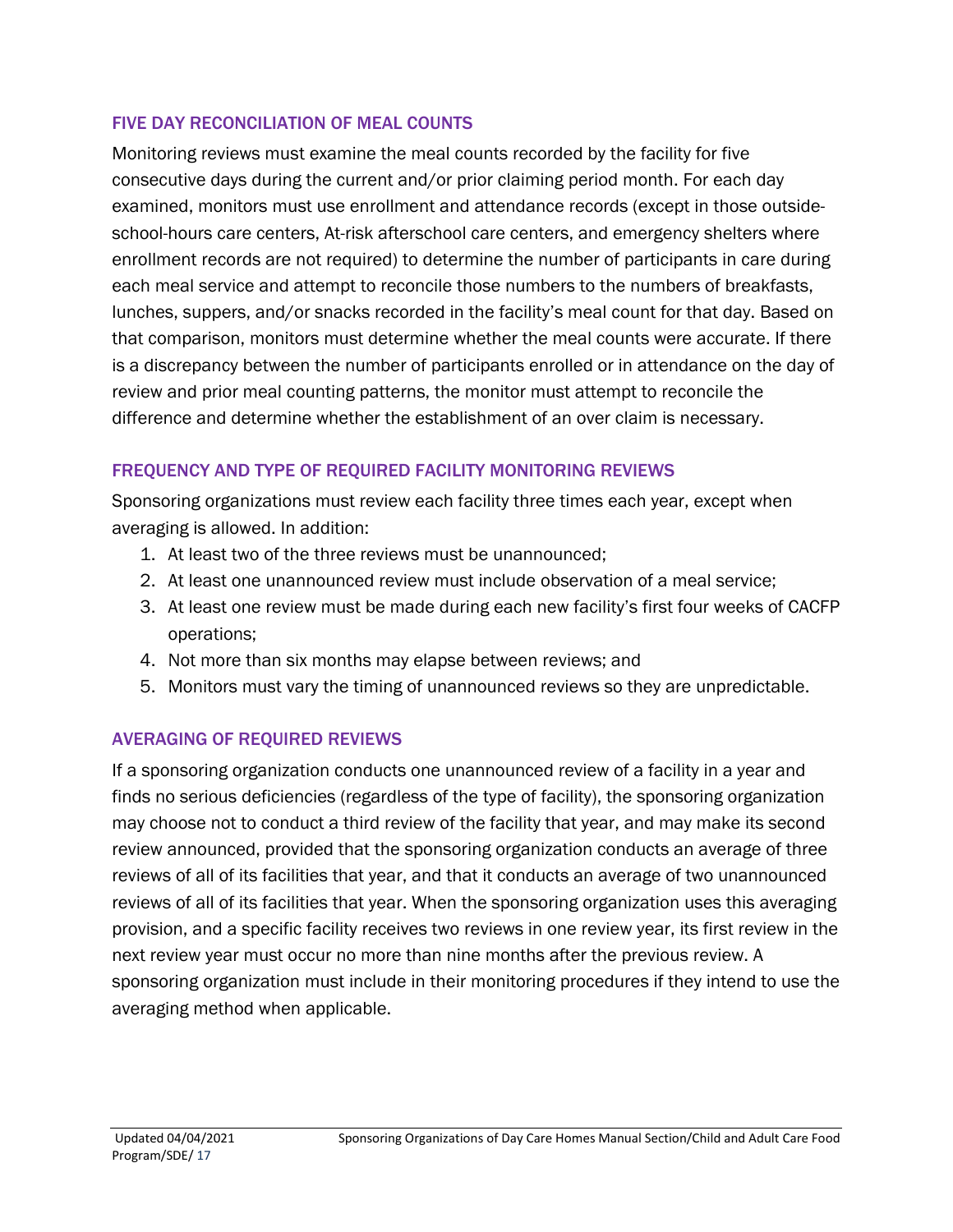## FIVE DAY RECONCILIATION OF MEAL COUNTS

Monitoring reviews must examine the meal counts recorded by the facility for five consecutive days during the current and/or prior claiming period month. For each day examined, monitors must use enrollment and attendance records (except in those outside-school-hours care centers, At-risk afterschool care centers, and emergency shelters where enrollment records are not required) to determine the number of participants in care during each meal service and attempt to reconcile those numbers to the numbers of breakfasts, lunches, suppers, and/or snacks recorded in the facility's meal count for that day. Based on that comparison, monitors must determine whether the meal counts were accurate. If there is a discrepancy between the number of participants enrolled or in attendance on the day of review and prior meal counting patterns, the monitor must attempt to reconcile the difference and determine whether the establishment of an over claim is necessary.

## FREQUENCY AND TYPE OF REQUIRED FACILITY MONITORING REVIEWS

Sponsoring organizations must review each facility three times each year, except when averaging is allowed. In addition:

1. At least two of the three reviews must be unannounced;
2. At least one unannounced review must include observation of a meal service;
3. At least one review must be made during each new facility's first four weeks of CACFP operations;
4. Not more than six months may elapse between reviews; and
5. Monitors must vary the timing of unannounced reviews so they are unpredictable.

## AVERAGING OF REQUIRED REVIEWS

If a sponsoring organization conducts one unannounced review of a facility in a year and finds no serious deficiencies (regardless of the type of facility), the sponsoring organization may choose not to conduct a third review of the facility that year, and may make its second review announced, provided that the sponsoring organization conducts an average of three reviews of all of its facilities that year, and that it conducts an average of two unannounced reviews of all of its facilities that year. When the sponsoring organization uses this averaging provision, and a specific facility receives two reviews in one review year, its first review in the next review year must occur no more than nine months after the previous review. A sponsoring organization must include in their monitoring procedures if they intend to use the averaging method when applicable.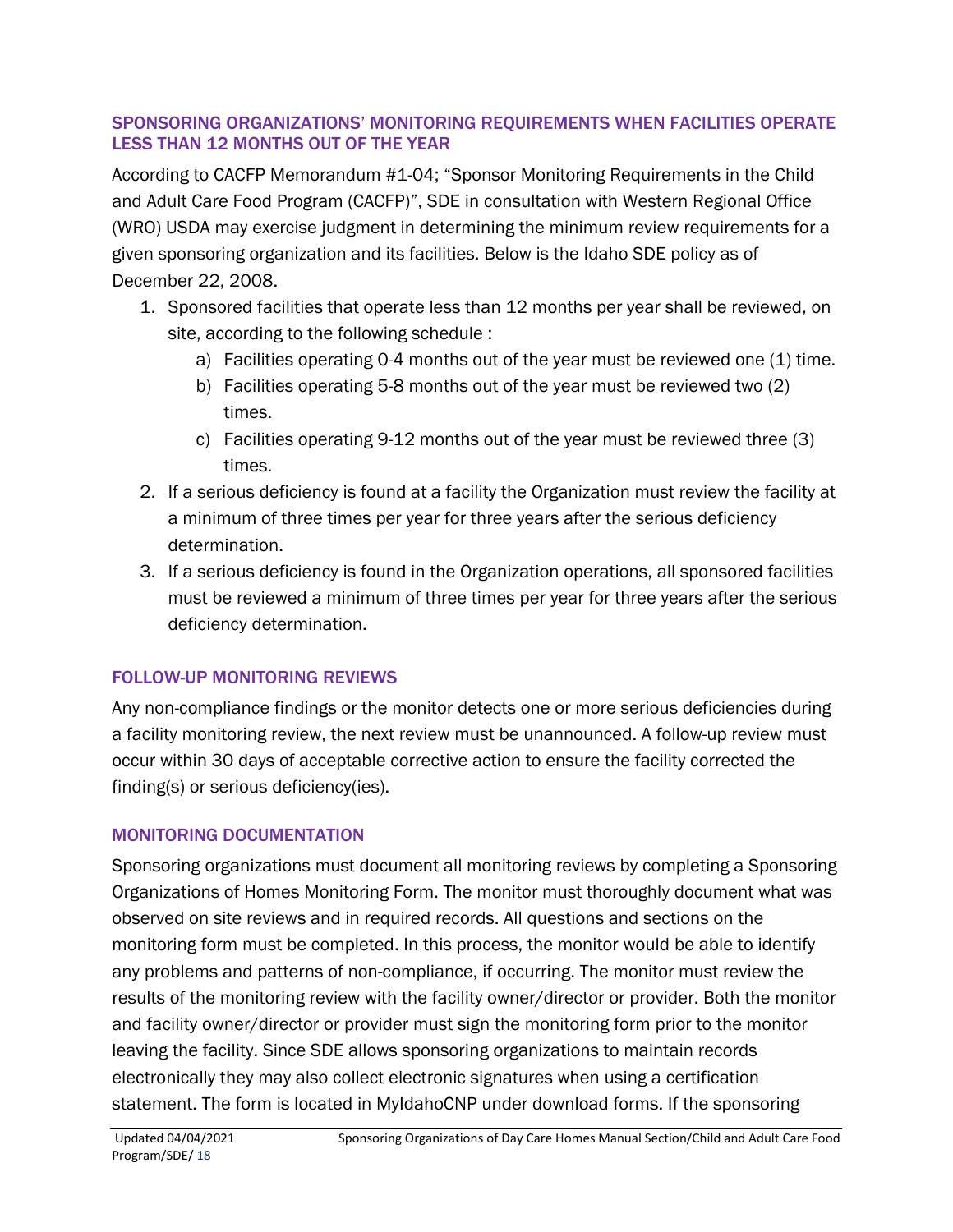## SPONSORING ORGANIZATIONS' MONITORING REQUIREMENTS WHEN FACILITIES OPERATE LESS THAN 12 MONTHS OUT OF THE YEAR

According to CACFP Memorandum #1-04; "Sponsor Monitoring Requirements in the Child and Adult Care Food Program (CACFP)", SDE in consultation with Western Regional Office (WRO) USDA may exercise judgment in determining the minimum review requirements for a given sponsoring organization and its facilities. Below is the Idaho SDE policy as of December 22, 2008.

1. Sponsored facilities that operate less than 12 months per year shall be reviewed, on site, according to the following schedule :
   a) Facilities operating 0-4 months out of the year must be reviewed one (1) time.
   b) Facilities operating 5-8 months out of the year must be reviewed two (2) times.
   c) Facilities operating 9-12 months out of the year must be reviewed three (3) times.
2. If a serious deficiency is found at a facility the Organization must review the facility at a minimum of three times per year for three years after the serious deficiency determination.
3. If a serious deficiency is found in the Organization operations, all sponsored facilities must be reviewed a minimum of three times per year for three years after the serious deficiency determination.

## FOLLOW-UP MONITORING REVIEWS

Any non-compliance findings or the monitor detects one or more serious deficiencies during a facility monitoring review, the next review must be unannounced. A follow-up review must occur within 30 days of acceptable corrective action to ensure the facility corrected the finding(s) or serious deficiency(ies).

## MONITORING DOCUMENTATION

Sponsoring organizations must document all monitoring reviews by completing a Sponsoring Organizations of Homes Monitoring Form. The monitor must thoroughly document what was observed on site reviews and in required records. All questions and sections on the monitoring form must be completed. In this process, the monitor would be able to identify any problems and patterns of non-compliance, if occurring. The monitor must review the results of the monitoring review with the facility owner/director or provider. Both the monitor and facility owner/director or provider must sign the monitoring form prior to the monitor leaving the facility. Since SDE allows sponsoring organizations to maintain records electronically they may also collect electronic signatures when using a certification statement. The form is located in MyIdahoCNP under download forms. If the sponsoring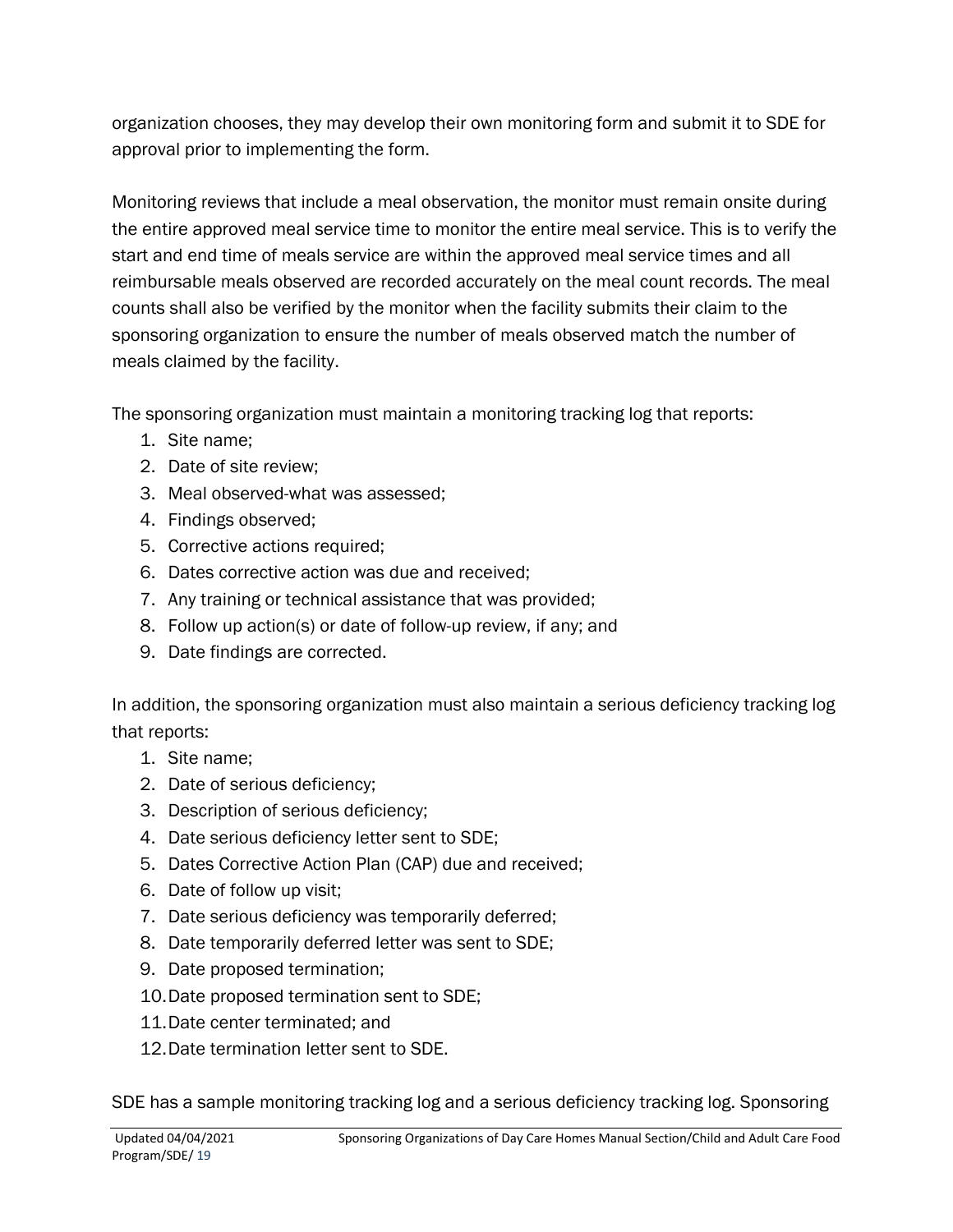organization chooses, they may develop their own monitoring form and submit it to SDE for approval prior to implementing the form.

Monitoring reviews that include a meal observation, the monitor must remain onsite during the entire approved meal service time to monitor the entire meal service. This is to verify the start and end time of meals service are within the approved meal service times and all reimbursable meals observed are recorded accurately on the meal count records. The meal counts shall also be verified by the monitor when the facility submits their claim to the sponsoring organization to ensure the number of meals observed match the number of meals claimed by the facility.

The sponsoring organization must maintain a monitoring tracking log that reports:

1. Site name;
2. Date of site review;
3. Meal observed-what was assessed;
4. Findings observed;
5. Corrective actions required;
6. Dates corrective action was due and received;
7. Any training or technical assistance that was provided;
8. Follow up action(s) or date of follow-up review, if any; and
9. Date findings are corrected.

In addition, the sponsoring organization must also maintain a serious deficiency tracking log that reports:

1. Site name;
2. Date of serious deficiency;
3. Description of serious deficiency;
4. Date serious deficiency letter sent to SDE;
5. Dates Corrective Action Plan (CAP) due and received;
6. Date of follow up visit;
7. Date serious deficiency was temporarily deferred;
8. Date temporarily deferred letter was sent to SDE;
9. Date proposed termination;
10. Date proposed termination sent to SDE;
11. Date center terminated; and
12. Date termination letter sent to SDE.

SDE has a sample monitoring tracking log and a serious deficiency tracking log. Sponsoring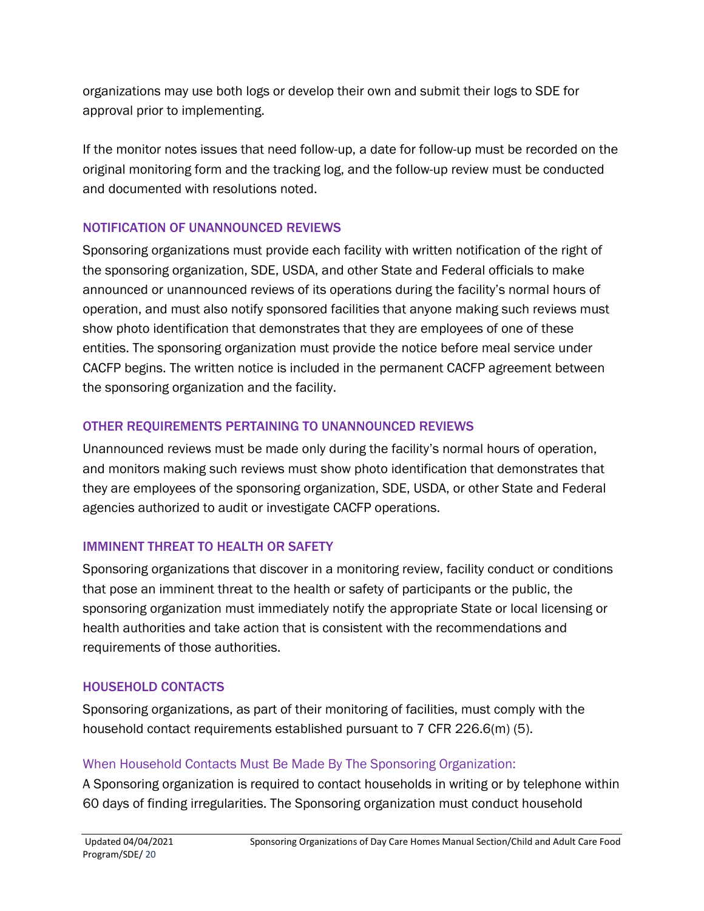organizations may use both logs or develop their own and submit their logs to SDE for approval prior to implementing.

If the monitor notes issues that need follow-up, a date for follow-up must be recorded on the original monitoring form and the tracking log, and the follow-up review must be conducted and documented with resolutions noted.

### NOTIFICATION OF UNANNOUNCED REVIEWS

Sponsoring organizations must provide each facility with written notification of the right of the sponsoring organization, SDE, USDA, and other State and Federal officials to make announced or unannounced reviews of its operations during the facility's normal hours of operation, and must also notify sponsored facilities that anyone making such reviews must show photo identification that demonstrates that they are employees of one of these entities. The sponsoring organization must provide the notice before meal service under CACFP begins. The written notice is included in the permanent CACFP agreement between the sponsoring organization and the facility.

### OTHER REQUIREMENTS PERTAINING TO UNANNOUNCED REVIEWS

Unannounced reviews must be made only during the facility's normal hours of operation, and monitors making such reviews must show photo identification that demonstrates that they are employees of the sponsoring organization, SDE, USDA, or other State and Federal agencies authorized to audit or investigate CACFP operations.

### IMMINENT THREAT TO HEALTH OR SAFETY

Sponsoring organizations that discover in a monitoring review, facility conduct or conditions that pose an imminent threat to the health or safety of participants or the public, the sponsoring organization must immediately notify the appropriate State or local licensing or health authorities and take action that is consistent with the recommendations and requirements of those authorities.

### HOUSEHOLD CONTACTS

Sponsoring organizations, as part of their monitoring of facilities, must comply with the household contact requirements established pursuant to 7 CFR 226.6(m) (5).

#### When Household Contacts Must Be Made By The Sponsoring Organization:

A Sponsoring organization is required to contact households in writing or by telephone within 60 days of finding irregularities. The Sponsoring organization must conduct household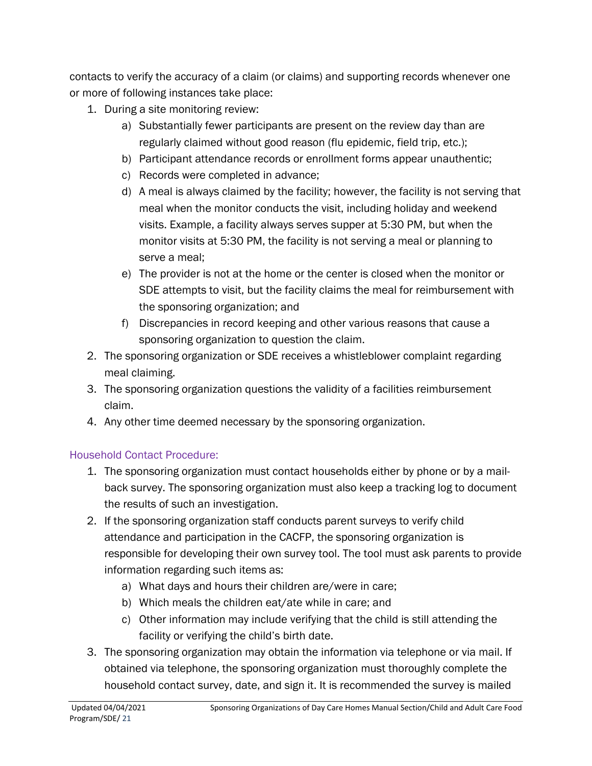contacts to verify the accuracy of a claim (or claims) and supporting records whenever one or more of following instances take place:

1. During a site monitoring review:
   a) Substantially fewer participants are present on the review day than are regularly claimed without good reason (flu epidemic, field trip, etc.);
   b) Participant attendance records or enrollment forms appear unauthentic;
   c) Records were completed in advance;
   d) A meal is always claimed by the facility; however, the facility is not serving that meal when the monitor conducts the visit, including holiday and weekend visits. Example, a facility always serves supper at 5:30 PM, but when the monitor visits at 5:30 PM, the facility is not serving a meal or planning to serve a meal;
   e) The provider is not at the home or the center is closed when the monitor or SDE attempts to visit, but the facility claims the meal for reimbursement with the sponsoring organization; and
   f) Discrepancies in record keeping and other various reasons that cause a sponsoring organization to question the claim.
2. The sponsoring organization or SDE receives a whistleblower complaint regarding meal claiming.
3. The sponsoring organization questions the validity of a facilities reimbursement claim.
4. Any other time deemed necessary by the sponsoring organization.

### Household Contact Procedure:

1. The sponsoring organization must contact households either by phone or by a mail-back survey. The sponsoring organization must also keep a tracking log to document the results of such an investigation.
2. If the sponsoring organization staff conducts parent surveys to verify child attendance and participation in the CACFP, the sponsoring organization is responsible for developing their own survey tool. The tool must ask parents to provide information regarding such items as:
   a) What days and hours their children are/were in care;
   b) Which meals the children eat/ate while in care; and
   c) Other information may include verifying that the child is still attending the facility or verifying the child's birth date.
3. The sponsoring organization may obtain the information via telephone or via mail. If obtained via telephone, the sponsoring organization must thoroughly complete the household contact survey, date, and sign it. It is recommended the survey is mailed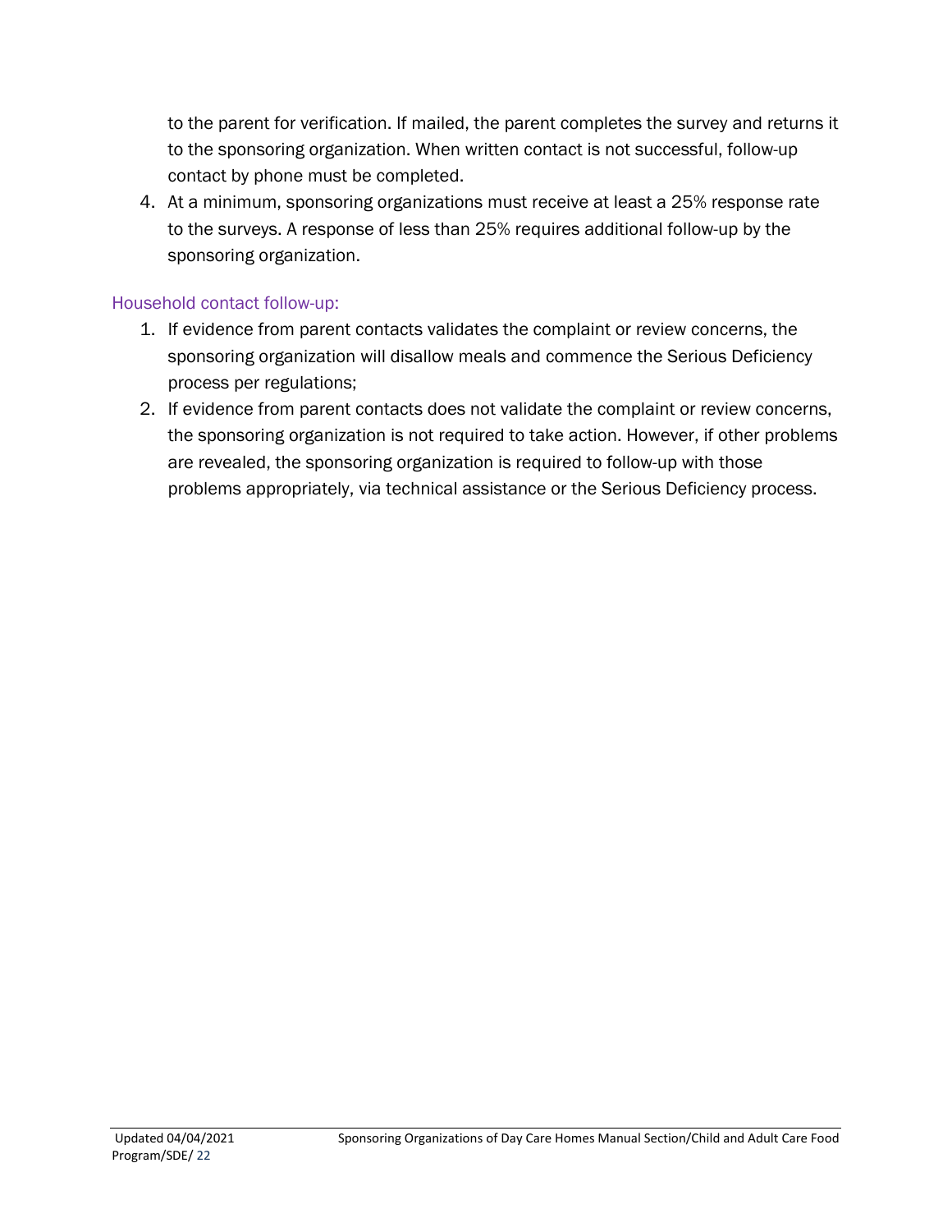to the parent for verification. If mailed, the parent completes the survey and returns it to the sponsoring organization. When written contact is not successful, follow-up contact by phone must be completed.

4. At a minimum, sponsoring organizations must receive at least a 25% response rate to the surveys. A response of less than 25% requires additional follow-up by the sponsoring organization.

### Household contact follow-up:

1. If evidence from parent contacts validates the complaint or review concerns, the sponsoring organization will disallow meals and commence the Serious Deficiency process per regulations;
2. If evidence from parent contacts does not validate the complaint or review concerns, the sponsoring organization is not required to take action. However, if other problems are revealed, the sponsoring organization is required to follow-up with those problems appropriately, via technical assistance or the Serious Deficiency process.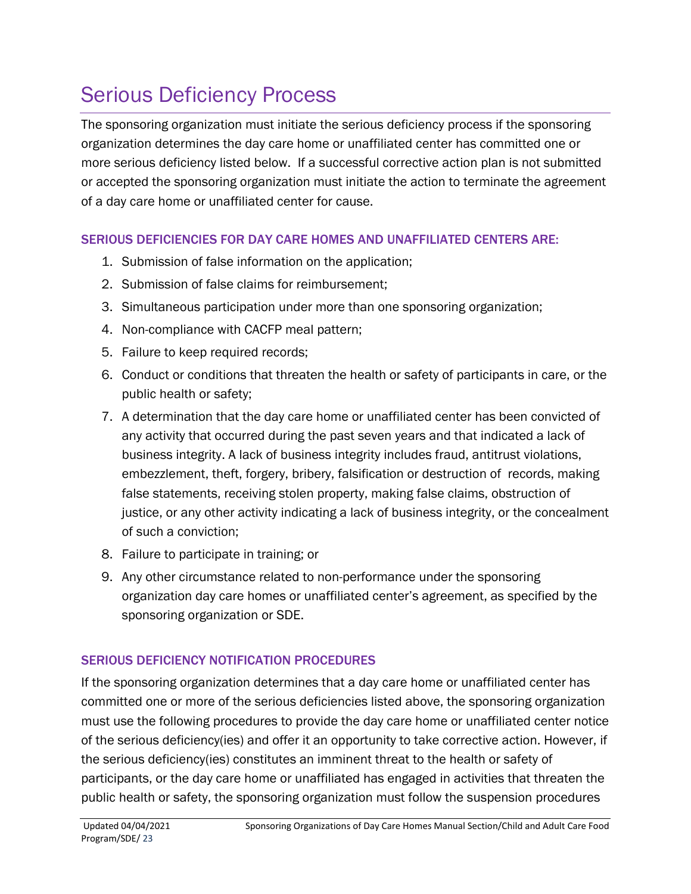# Serious Deficiency Process

The sponsoring organization must initiate the serious deficiency process if the sponsoring organization determines the day care home or unaffiliated center has committed one or more serious deficiency listed below. If a successful corrective action plan is not submitted or accepted the sponsoring organization must initiate the action to terminate the agreement of a day care home or unaffiliated center for cause.

### SERIOUS DEFICIENCIES FOR DAY CARE HOMES AND UNAFFILIATED CENTERS ARE:

1. Submission of false information on the application;
2. Submission of false claims for reimbursement;
3. Simultaneous participation under more than one sponsoring organization;
4. Non-compliance with CACFP meal pattern;
5. Failure to keep required records;
6. Conduct or conditions that threaten the health or safety of participants in care, or the public health or safety;
7. A determination that the day care home or unaffiliated center has been convicted of any activity that occurred during the past seven years and that indicated a lack of business integrity. A lack of business integrity includes fraud, antitrust violations, embezzlement, theft, forgery, bribery, falsification or destruction of records, making false statements, receiving stolen property, making false claims, obstruction of justice, or any other activity indicating a lack of business integrity, or the concealment of such a conviction;
8. Failure to participate in training; or
9. Any other circumstance related to non-performance under the sponsoring organization day care homes or unaffiliated center's agreement, as specified by the sponsoring organization or SDE.

### SERIOUS DEFICIENCY NOTIFICATION PROCEDURES

If the sponsoring organization determines that a day care home or unaffiliated center has committed one or more of the serious deficiencies listed above, the sponsoring organization must use the following procedures to provide the day care home or unaffiliated center notice of the serious deficiency(ies) and offer it an opportunity to take corrective action. However, if the serious deficiency(ies) constitutes an imminent threat to the health or safety of participants, or the day care home or unaffiliated has engaged in activities that threaten the public health or safety, the sponsoring organization must follow the suspension procedures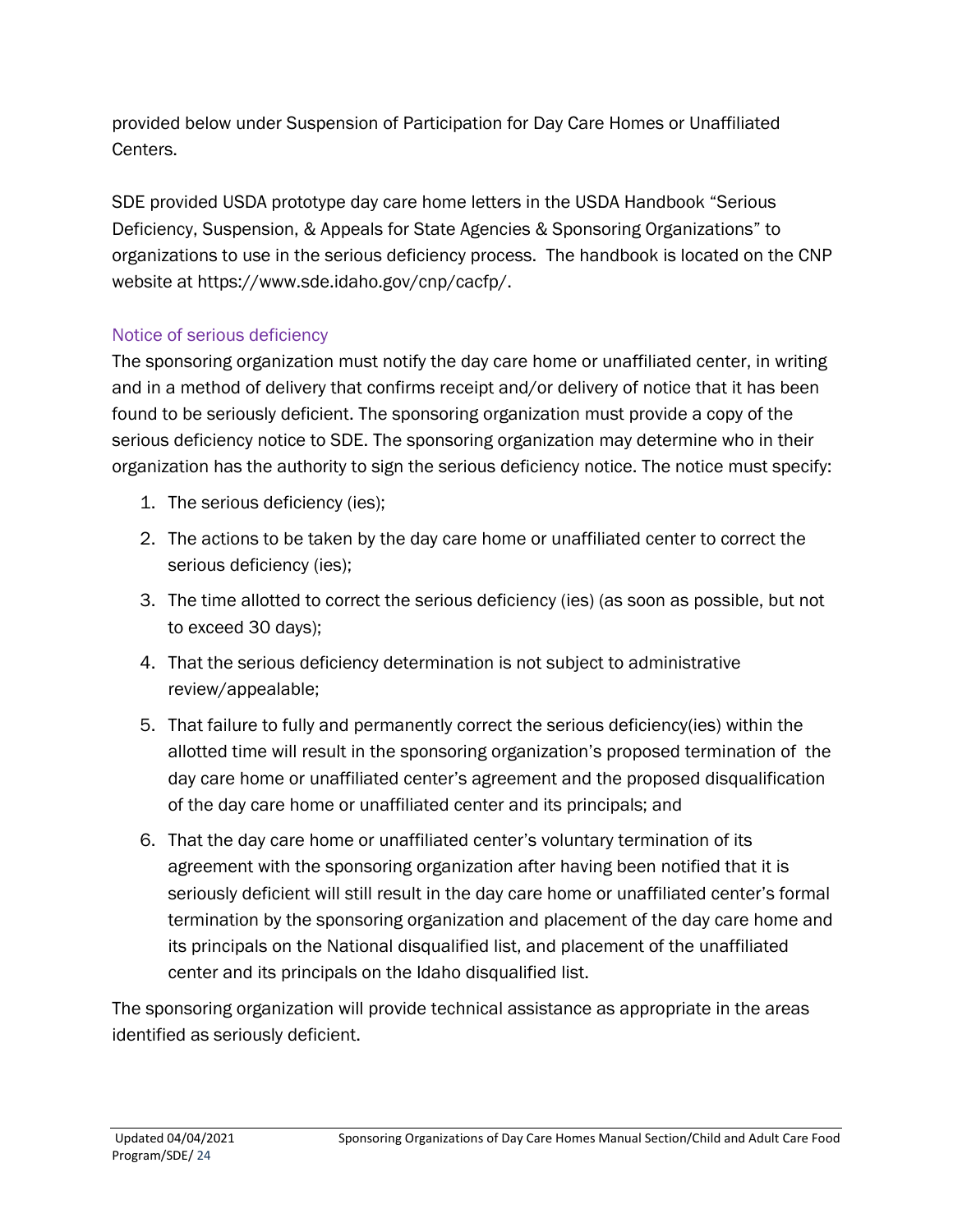provided below under Suspension of Participation for Day Care Homes or Unaffiliated Centers.

SDE provided USDA prototype day care home letters in the USDA Handbook “Serious Deficiency, Suspension, & Appeals for State Agencies & Sponsoring Organizations” to organizations to use in the serious deficiency process. The handbook is located on the CNP website at https://www.sde.idaho.gov/cnp/cacfp/.

### Notice of serious deficiency

The sponsoring organization must notify the day care home or unaffiliated center, in writing and in a method of delivery that confirms receipt and/or delivery of notice that it has been found to be seriously deficient. The sponsoring organization must provide a copy of the serious deficiency notice to SDE. The sponsoring organization may determine who in their organization has the authority to sign the serious deficiency notice. The notice must specify:

1. The serious deficiency (ies);
2. The actions to be taken by the day care home or unaffiliated center to correct the serious deficiency (ies);
3. The time allotted to correct the serious deficiency (ies) (as soon as possible, but not to exceed 30 days);
4. That the serious deficiency determination is not subject to administrative review/appealable;
5. That failure to fully and permanently correct the serious deficiency(ies) within the allotted time will result in the sponsoring organization’s proposed termination of the day care home or unaffiliated center’s agreement and the proposed disqualification of the day care home or unaffiliated center and its principals; and
6. That the day care home or unaffiliated center’s voluntary termination of its agreement with the sponsoring organization after having been notified that it is seriously deficient will still result in the day care home or unaffiliated center’s formal termination by the sponsoring organization and placement of the day care home and its principals on the National disqualified list, and placement of the unaffiliated center and its principals on the Idaho disqualified list.

The sponsoring organization will provide technical assistance as appropriate in the areas identified as seriously deficient.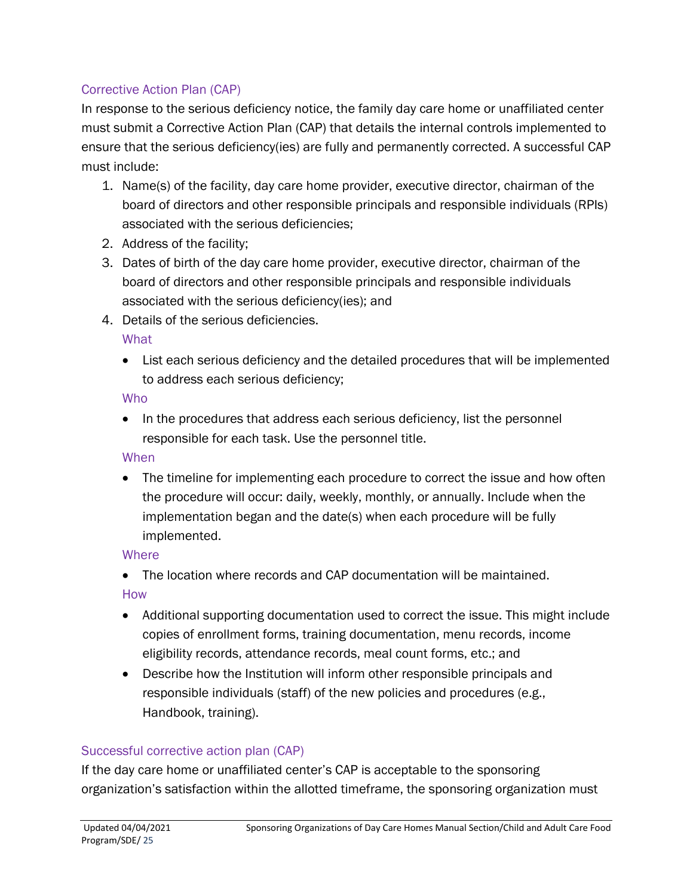### Corrective Action Plan (CAP)

In response to the serious deficiency notice, the family day care home or unaffiliated center must submit a Corrective Action Plan (CAP) that details the internal controls implemented to ensure that the serious deficiency(ies) are fully and permanently corrected. A successful CAP must include:

1. Name(s) of the facility, day care home provider, executive director, chairman of the board of directors and other responsible principals and responsible individuals (RPIs) associated with the serious deficiencies;
2. Address of the facility;
3. Dates of birth of the day care home provider, executive director, chairman of the board of directors and other responsible principals and responsible individuals associated with the serious deficiency(ies); and
4. Details of the serious deficiencies.

   #### What

   - List each serious deficiency and the detailed procedures that will be implemented to address each serious deficiency;

   #### Who

   - In the procedures that address each serious deficiency, list the personnel responsible for each task. Use the personnel title.

   #### When

   - The timeline for implementing each procedure to correct the issue and how often the procedure will occur: daily, weekly, monthly, or annually. Include when the implementation began and the date(s) when each procedure will be fully implemented.

   #### Where

   - The location where records and CAP documentation will be maintained.

   #### How

   - Additional supporting documentation used to correct the issue. This might include copies of enrollment forms, training documentation, menu records, income eligibility records, attendance records, meal count forms, etc.; and
   - Describe how the Institution will inform other responsible principals and responsible individuals (staff) of the new policies and procedures (e.g., Handbook, training).

### Successful corrective action plan (CAP)

If the day care home or unaffiliated center's CAP is acceptable to the sponsoring organization's satisfaction within the allotted timeframe, the sponsoring organization must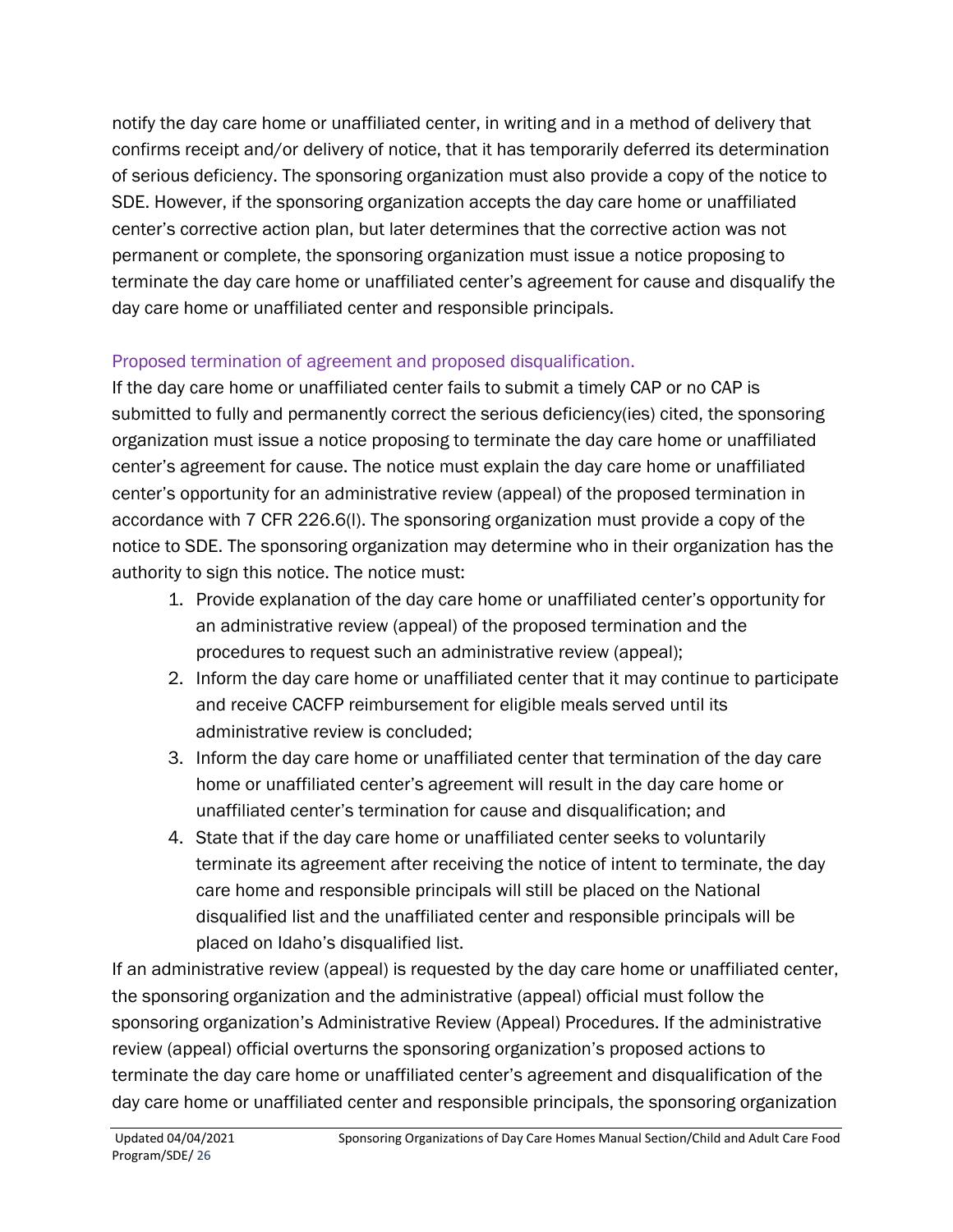notify the day care home or unaffiliated center, in writing and in a method of delivery that confirms receipt and/or delivery of notice, that it has temporarily deferred its determination of serious deficiency. The sponsoring organization must also provide a copy of the notice to SDE. However, if the sponsoring organization accepts the day care home or unaffiliated center's corrective action plan, but later determines that the corrective action was not permanent or complete, the sponsoring organization must issue a notice proposing to terminate the day care home or unaffiliated center's agreement for cause and disqualify the day care home or unaffiliated center and responsible principals.

### Proposed termination of agreement and proposed disqualification.

If the day care home or unaffiliated center fails to submit a timely CAP or no CAP is submitted to fully and permanently correct the serious deficiency(ies) cited, the sponsoring organization must issue a notice proposing to terminate the day care home or unaffiliated center's agreement for cause. The notice must explain the day care home or unaffiliated center's opportunity for an administrative review (appeal) of the proposed termination in accordance with 7 CFR 226.6(l). The sponsoring organization must provide a copy of the notice to SDE. The sponsoring organization may determine who in their organization has the authority to sign this notice. The notice must:

1. Provide explanation of the day care home or unaffiliated center's opportunity for an administrative review (appeal) of the proposed termination and the procedures to request such an administrative review (appeal);
2. Inform the day care home or unaffiliated center that it may continue to participate and receive CACFP reimbursement for eligible meals served until its administrative review is concluded;
3. Inform the day care home or unaffiliated center that termination of the day care home or unaffiliated center's agreement will result in the day care home or unaffiliated center's termination for cause and disqualification; and
4. State that if the day care home or unaffiliated center seeks to voluntarily terminate its agreement after receiving the notice of intent to terminate, the day care home and responsible principals will still be placed on the National disqualified list and the unaffiliated center and responsible principals will be placed on Idaho's disqualified list.

If an administrative review (appeal) is requested by the day care home or unaffiliated center, the sponsoring organization and the administrative (appeal) official must follow the sponsoring organization's Administrative Review (Appeal) Procedures. If the administrative review (appeal) official overturns the sponsoring organization's proposed actions to terminate the day care home or unaffiliated center's agreement and disqualification of the day care home or unaffiliated center and responsible principals, the sponsoring organization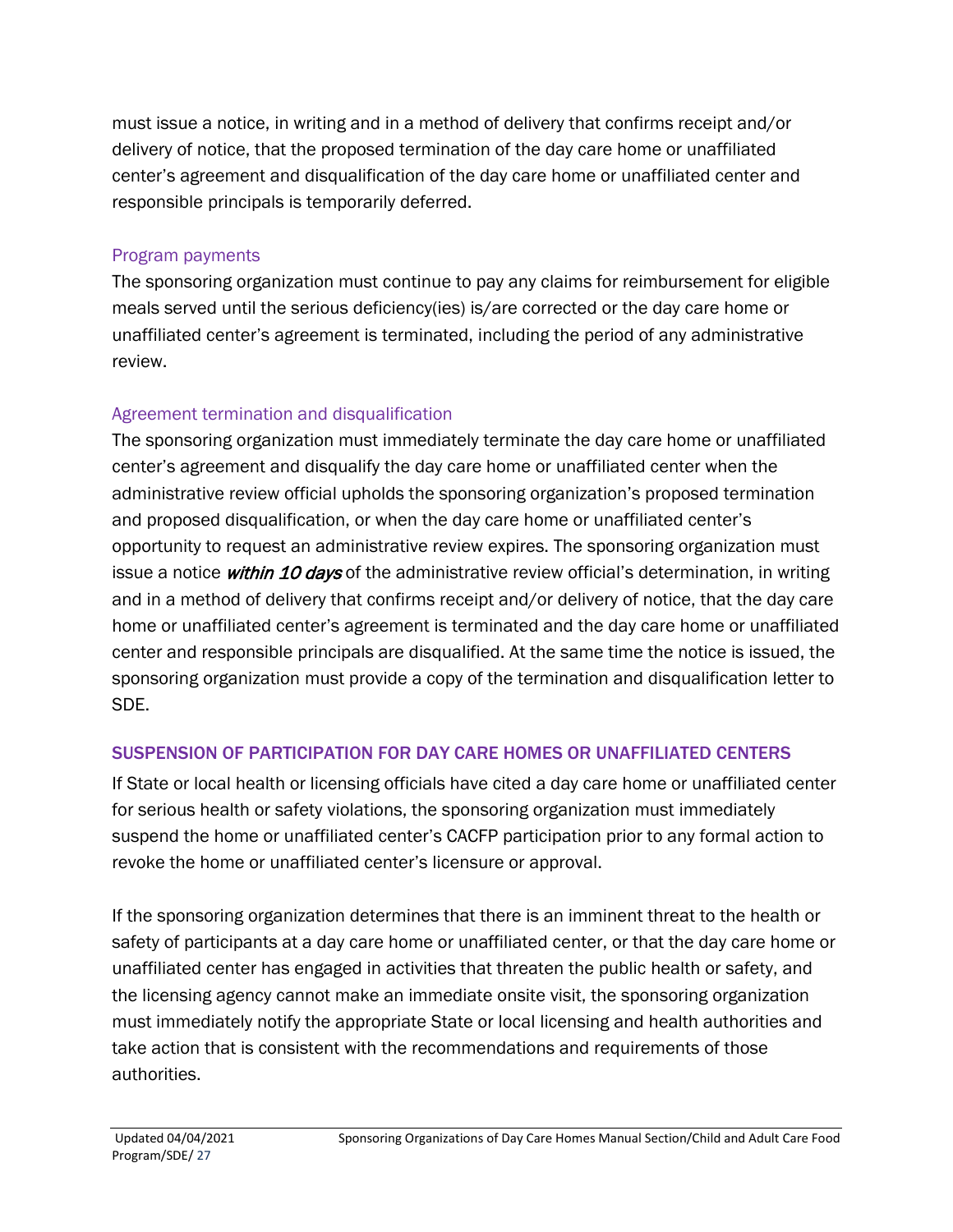must issue a notice, in writing and in a method of delivery that confirms receipt and/or delivery of notice, that the proposed termination of the day care home or unaffiliated center's agreement and disqualification of the day care home or unaffiliated center and responsible principals is temporarily deferred.

### Program payments

The sponsoring organization must continue to pay any claims for reimbursement for eligible meals served until the serious deficiency(ies) is/are corrected or the day care home or unaffiliated center's agreement is terminated, including the period of any administrative review.

### Agreement termination and disqualification

The sponsoring organization must immediately terminate the day care home or unaffiliated center's agreement and disqualify the day care home or unaffiliated center when the administrative review official upholds the sponsoring organization's proposed termination and proposed disqualification, or when the day care home or unaffiliated center's opportunity to request an administrative review expires. The sponsoring organization must issue a notice ***within 10 days*** of the administrative review official's determination, in writing and in a method of delivery that confirms receipt and/or delivery of notice, that the day care home or unaffiliated center's agreement is terminated and the day care home or unaffiliated center and responsible principals are disqualified. At the same time the notice is issued, the sponsoring organization must provide a copy of the termination and disqualification letter to SDE.

## SUSPENSION OF PARTICIPATION FOR DAY CARE HOMES OR UNAFFILIATED CENTERS

If State or local health or licensing officials have cited a day care home or unaffiliated center for serious health or safety violations, the sponsoring organization must immediately suspend the home or unaffiliated center's CACFP participation prior to any formal action to revoke the home or unaffiliated center's licensure or approval.

If the sponsoring organization determines that there is an imminent threat to the health or safety of participants at a day care home or unaffiliated center, or that the day care home or unaffiliated center has engaged in activities that threaten the public health or safety, and the licensing agency cannot make an immediate onsite visit, the sponsoring organization must immediately notify the appropriate State or local licensing and health authorities and take action that is consistent with the recommendations and requirements of those authorities.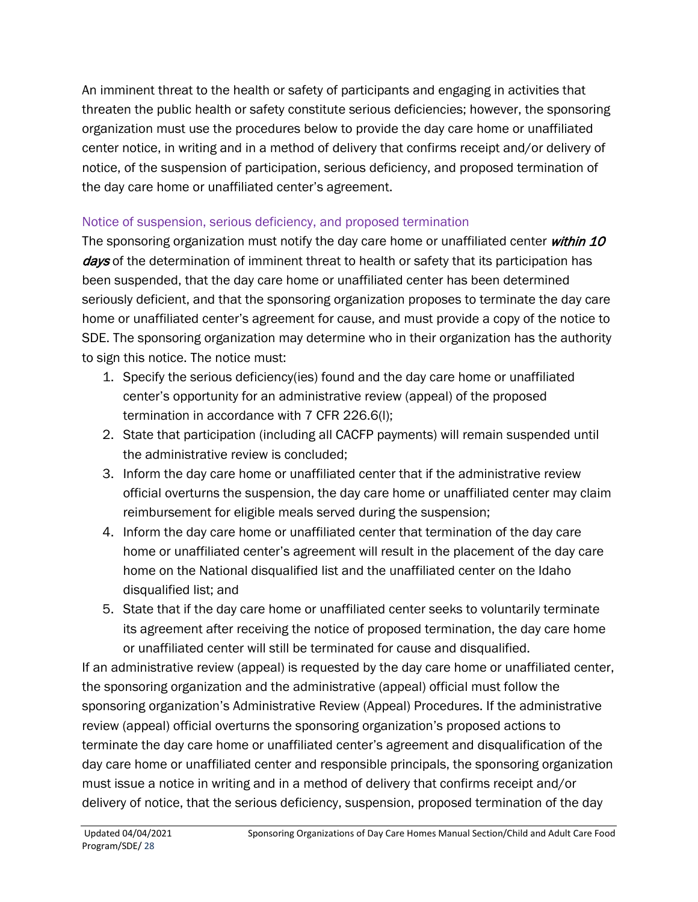An imminent threat to the health or safety of participants and engaging in activities that threaten the public health or safety constitute serious deficiencies; however, the sponsoring organization must use the procedures below to provide the day care home or unaffiliated center notice, in writing and in a method of delivery that confirms receipt and/or delivery of notice, of the suspension of participation, serious deficiency, and proposed termination of the day care home or unaffiliated center's agreement.

### Notice of suspension, serious deficiency, and proposed termination

The sponsoring organization must notify the day care home or unaffiliated center ***within 10 days*** of the determination of imminent threat to health or safety that its participation has been suspended, that the day care home or unaffiliated center has been determined seriously deficient, and that the sponsoring organization proposes to terminate the day care home or unaffiliated center's agreement for cause, and must provide a copy of the notice to SDE. The sponsoring organization may determine who in their organization has the authority to sign this notice. The notice must:

1. Specify the serious deficiency(ies) found and the day care home or unaffiliated center's opportunity for an administrative review (appeal) of the proposed termination in accordance with 7 CFR 226.6(l);
2. State that participation (including all CACFP payments) will remain suspended until the administrative review is concluded;
3. Inform the day care home or unaffiliated center that if the administrative review official overturns the suspension, the day care home or unaffiliated center may claim reimbursement for eligible meals served during the suspension;
4. Inform the day care home or unaffiliated center that termination of the day care home or unaffiliated center's agreement will result in the placement of the day care home on the National disqualified list and the unaffiliated center on the Idaho disqualified list; and
5. State that if the day care home or unaffiliated center seeks to voluntarily terminate its agreement after receiving the notice of proposed termination, the day care home or unaffiliated center will still be terminated for cause and disqualified.

If an administrative review (appeal) is requested by the day care home or unaffiliated center, the sponsoring organization and the administrative (appeal) official must follow the sponsoring organization's Administrative Review (Appeal) Procedures. If the administrative review (appeal) official overturns the sponsoring organization's proposed actions to terminate the day care home or unaffiliated center's agreement and disqualification of the day care home or unaffiliated center and responsible principals, the sponsoring organization must issue a notice in writing and in a method of delivery that confirms receipt and/or delivery of notice, that the serious deficiency, suspension, proposed termination of the day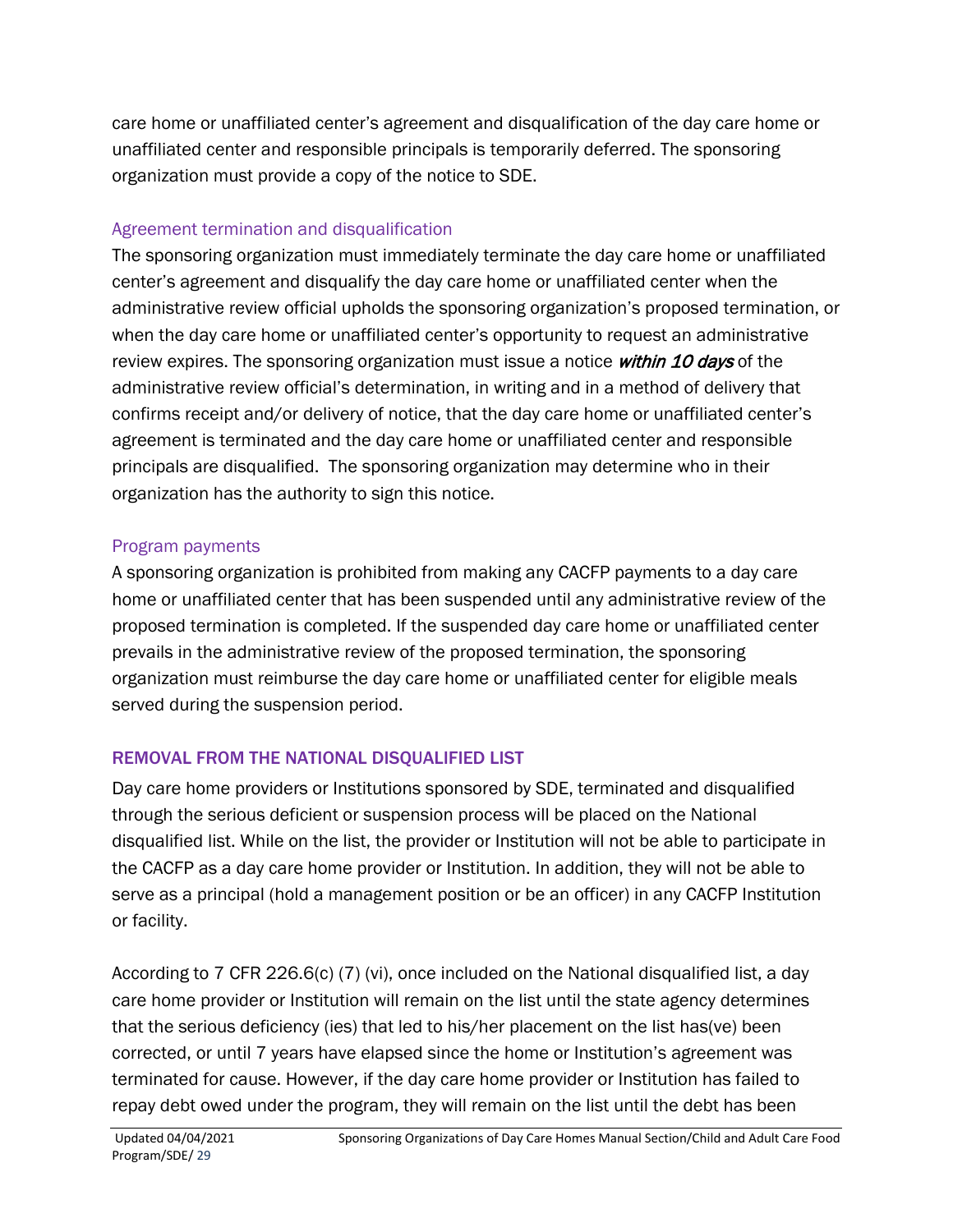care home or unaffiliated center's agreement and disqualification of the day care home or unaffiliated center and responsible principals is temporarily deferred. The sponsoring organization must provide a copy of the notice to SDE.

### Agreement termination and disqualification

The sponsoring organization must immediately terminate the day care home or unaffiliated center's agreement and disqualify the day care home or unaffiliated center when the administrative review official upholds the sponsoring organization's proposed termination, or when the day care home or unaffiliated center's opportunity to request an administrative review expires. The sponsoring organization must issue a notice ***within 10 days*** of the administrative review official's determination, in writing and in a method of delivery that confirms receipt and/or delivery of notice, that the day care home or unaffiliated center's agreement is terminated and the day care home or unaffiliated center and responsible principals are disqualified. The sponsoring organization may determine who in their organization has the authority to sign this notice.

### Program payments

A sponsoring organization is prohibited from making any CACFP payments to a day care home or unaffiliated center that has been suspended until any administrative review of the proposed termination is completed. If the suspended day care home or unaffiliated center prevails in the administrative review of the proposed termination, the sponsoring organization must reimburse the day care home or unaffiliated center for eligible meals served during the suspension period.

## REMOVAL FROM THE NATIONAL DISQUALIFIED LIST

Day care home providers or Institutions sponsored by SDE, terminated and disqualified through the serious deficient or suspension process will be placed on the National disqualified list. While on the list, the provider or Institution will not be able to participate in the CACFP as a day care home provider or Institution. In addition, they will not be able to serve as a principal (hold a management position or be an officer) in any CACFP Institution or facility.

According to 7 CFR 226.6(c) (7) (vi), once included on the National disqualified list, a day care home provider or Institution will remain on the list until the state agency determines that the serious deficiency (ies) that led to his/her placement on the list has(ve) been corrected, or until 7 years have elapsed since the home or Institution's agreement was terminated for cause. However, if the day care home provider or Institution has failed to repay debt owed under the program, they will remain on the list until the debt has been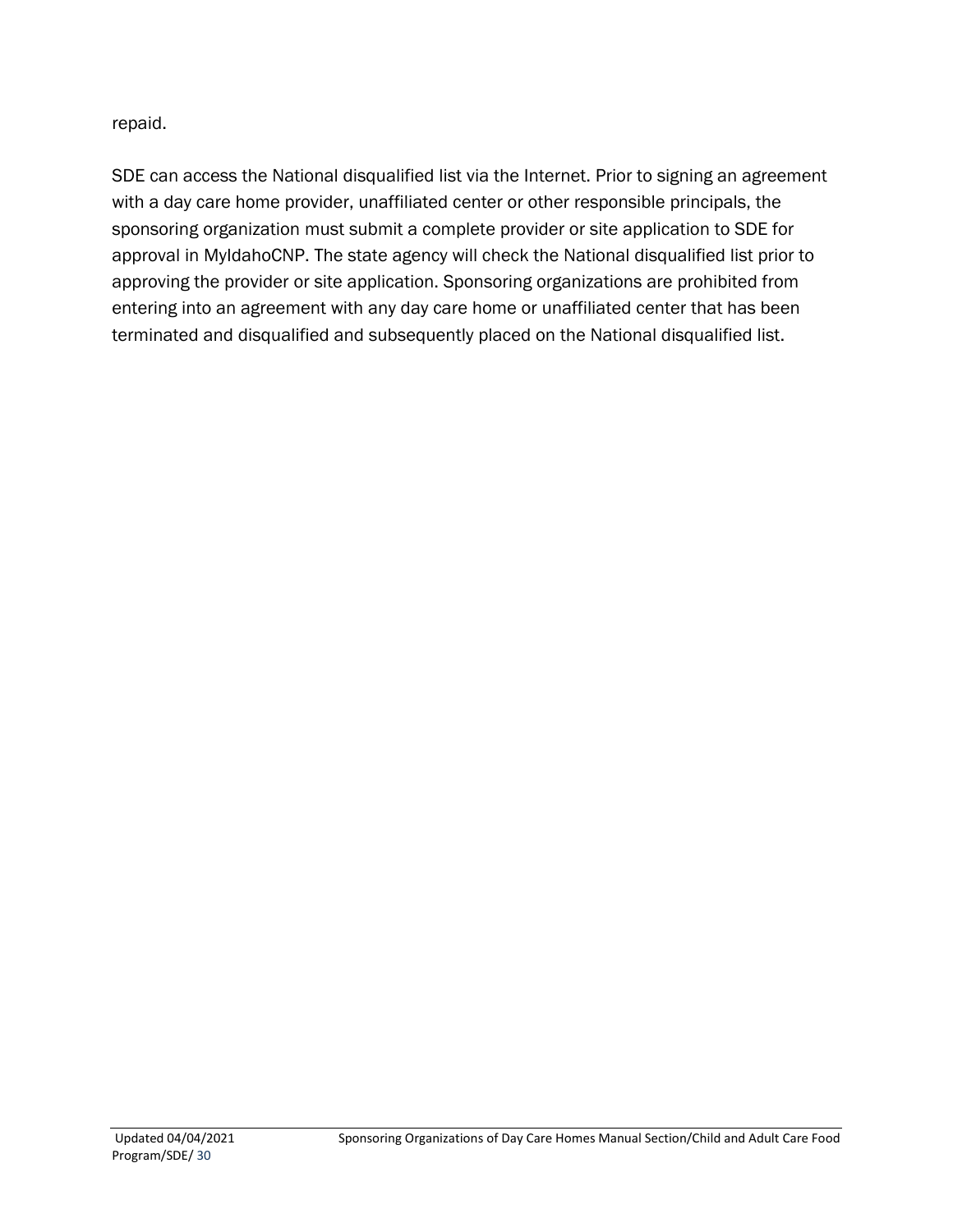repaid.

SDE can access the National disqualified list via the Internet. Prior to signing an agreement with a day care home provider, unaffiliated center or other responsible principals, the sponsoring organization must submit a complete provider or site application to SDE for approval in MyIdahoCNP. The state agency will check the National disqualified list prior to approving the provider or site application. Sponsoring organizations are prohibited from entering into an agreement with any day care home or unaffiliated center that has been terminated and disqualified and subsequently placed on the National disqualified list.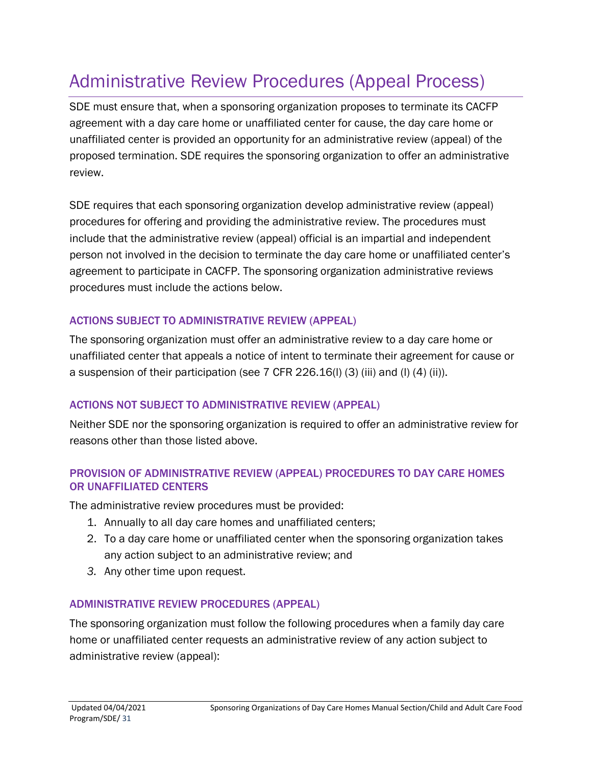# Administrative Review Procedures (Appeal Process)

SDE must ensure that, when a sponsoring organization proposes to terminate its CACFP agreement with a day care home or unaffiliated center for cause, the day care home or unaffiliated center is provided an opportunity for an administrative review (appeal) of the proposed termination. SDE requires the sponsoring organization to offer an administrative review.

SDE requires that each sponsoring organization develop administrative review (appeal) procedures for offering and providing the administrative review. The procedures must include that the administrative review (appeal) official is an impartial and independent person not involved in the decision to terminate the day care home or unaffiliated center's agreement to participate in CACFP. The sponsoring organization administrative reviews procedures must include the actions below.

### ACTIONS SUBJECT TO ADMINISTRATIVE REVIEW (APPEAL)

The sponsoring organization must offer an administrative review to a day care home or unaffiliated center that appeals a notice of intent to terminate their agreement for cause or a suspension of their participation (see 7 CFR 226.16(l) (3) (iii) and (l) (4) (ii)).

### ACTIONS NOT SUBJECT TO ADMINISTRATIVE REVIEW (APPEAL)

Neither SDE nor the sponsoring organization is required to offer an administrative review for reasons other than those listed above.

### PROVISION OF ADMINISTRATIVE REVIEW (APPEAL) PROCEDURES TO DAY CARE HOMES OR UNAFFILIATED CENTERS

The administrative review procedures must be provided:

1. Annually to all day care homes and unaffiliated centers;
2. To a day care home or unaffiliated center when the sponsoring organization takes any action subject to an administrative review; and
3. Any other time upon request.

### ADMINISTRATIVE REVIEW PROCEDURES (APPEAL)

The sponsoring organization must follow the following procedures when a family day care home or unaffiliated center requests an administrative review of any action subject to administrative review (appeal):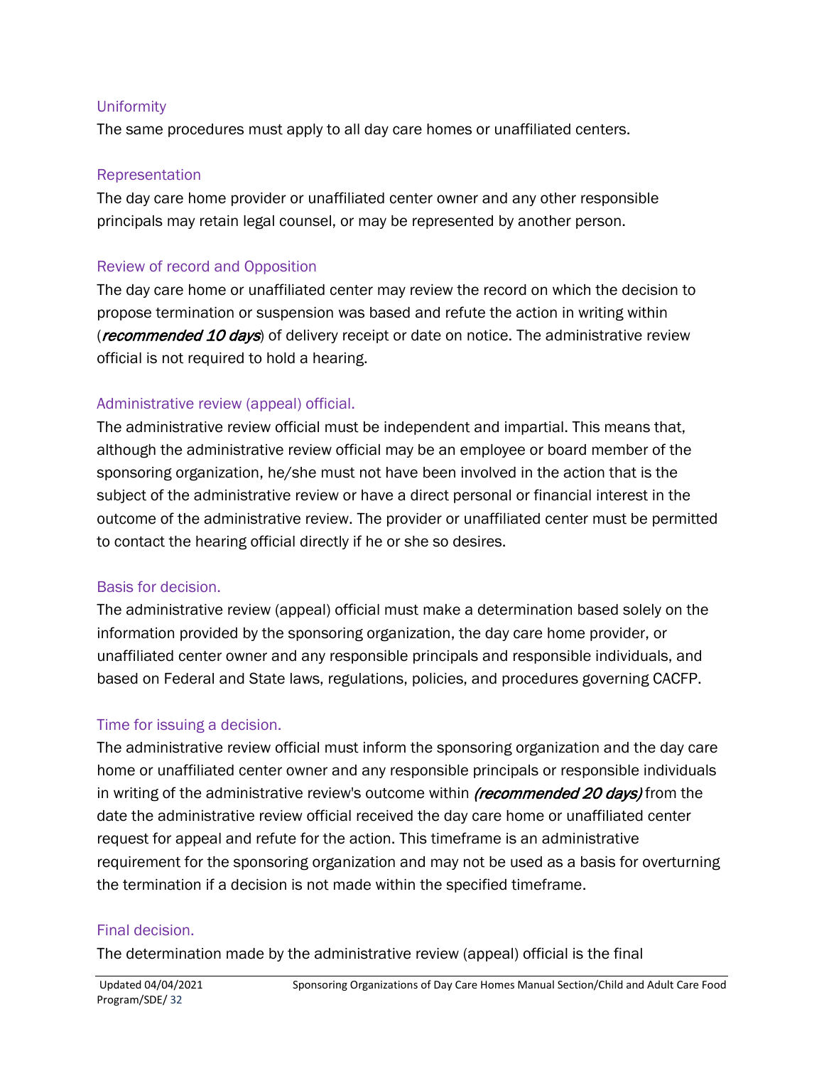### Uniformity

The same procedures must apply to all day care homes or unaffiliated centers.

### Representation

The day care home provider or unaffiliated center owner and any other responsible principals may retain legal counsel, or may be represented by another person.

### Review of record and Opposition

The day care home or unaffiliated center may review the record on which the decision to propose termination or suspension was based and refute the action in writing within (***recommended 10 days***) of delivery receipt or date on notice. The administrative review official is not required to hold a hearing.

### Administrative review (appeal) official.

The administrative review official must be independent and impartial. This means that, although the administrative review official may be an employee or board member of the sponsoring organization, he/she must not have been involved in the action that is the subject of the administrative review or have a direct personal or financial interest in the outcome of the administrative review. The provider or unaffiliated center must be permitted to contact the hearing official directly if he or she so desires.

### Basis for decision.

The administrative review (appeal) official must make a determination based solely on the information provided by the sponsoring organization, the day care home provider, or unaffiliated center owner and any responsible principals and responsible individuals, and based on Federal and State laws, regulations, policies, and procedures governing CACFP.

### Time for issuing a decision.

The administrative review official must inform the sponsoring organization and the day care home or unaffiliated center owner and any responsible principals or responsible individuals in writing of the administrative review's outcome within ***(recommended 20 days)*** from the date the administrative review official received the day care home or unaffiliated center request for appeal and refute for the action. This timeframe is an administrative requirement for the sponsoring organization and may not be used as a basis for overturning the termination if a decision is not made within the specified timeframe.

### Final decision.

The determination made by the administrative review (appeal) official is the final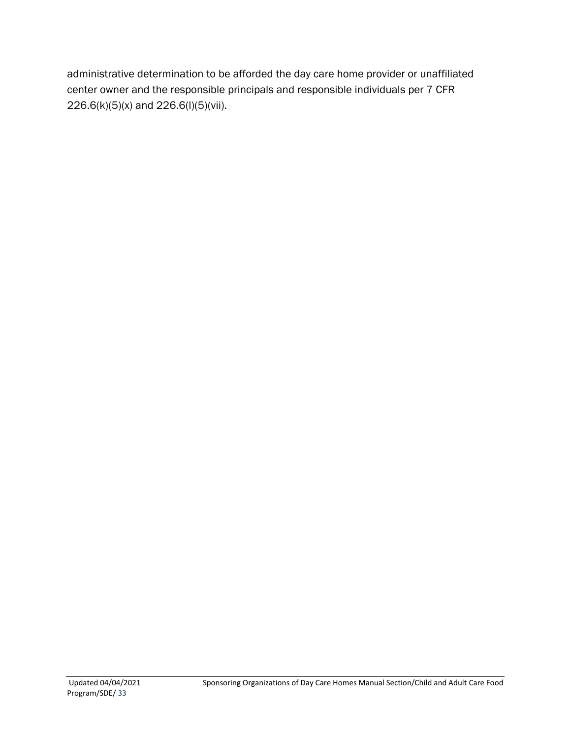administrative determination to be afforded the day care home provider or unaffiliated center owner and the responsible principals and responsible individuals per 7 CFR 226.6(k)(5)(x) and 226.6(l)(5)(vii).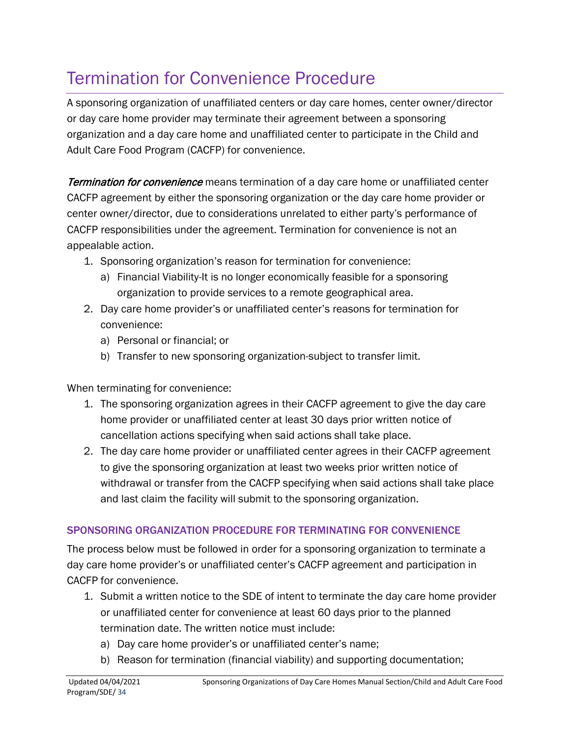# Termination for Convenience Procedure

A sponsoring organization of unaffiliated centers or day care homes, center owner/director or day care home provider may terminate their agreement between a sponsoring organization and a day care home and unaffiliated center to participate in the Child and Adult Care Food Program (CACFP) for convenience.

***Termination for convenience*** means termination of a day care home or unaffiliated center CACFP agreement by either the sponsoring organization or the day care home provider or center owner/director, due to considerations unrelated to either party's performance of CACFP responsibilities under the agreement. Termination for convenience is not an appealable action.

1. Sponsoring organization's reason for termination for convenience:
   a) Financial Viability-It is no longer economically feasible for a sponsoring organization to provide services to a remote geographical area.
2. Day care home provider's or unaffiliated center's reasons for termination for convenience:
   a) Personal or financial; or
   b) Transfer to new sponsoring organization-subject to transfer limit.

When terminating for convenience:

1. The sponsoring organization agrees in their CACFP agreement to give the day care home provider or unaffiliated center at least 30 days prior written notice of cancellation actions specifying when said actions shall take place.
2. The day care home provider or unaffiliated center agrees in their CACFP agreement to give the sponsoring organization at least two weeks prior written notice of withdrawal or transfer from the CACFP specifying when said actions shall take place and last claim the facility will submit to the sponsoring organization.

### SPONSORING ORGANIZATION PROCEDURE FOR TERMINATING FOR CONVENIENCE

The process below must be followed in order for a sponsoring organization to terminate a day care home provider's or unaffiliated center's CACFP agreement and participation in CACFP for convenience.

1. Submit a written notice to the SDE of intent to terminate the day care home provider or unaffiliated center for convenience at least 60 days prior to the planned termination date. The written notice must include:
   a) Day care home provider's or unaffiliated center's name;
   b) Reason for termination (financial viability) and supporting documentation;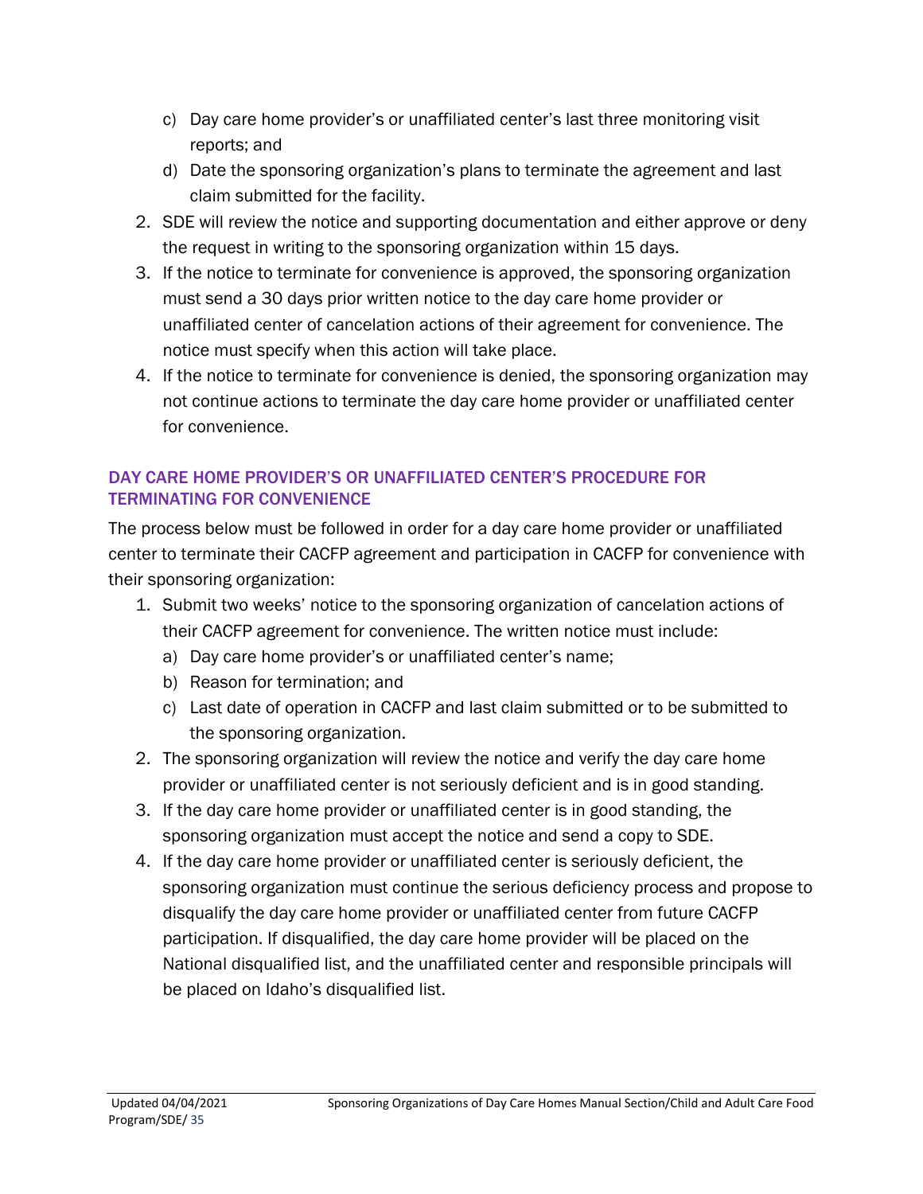c) Day care home provider's or unaffiliated center's last three monitoring visit reports; and
   d) Date the sponsoring organization's plans to terminate the agreement and last claim submitted for the facility.
2. SDE will review the notice and supporting documentation and either approve or deny the request in writing to the sponsoring organization within 15 days.
3. If the notice to terminate for convenience is approved, the sponsoring organization must send a 30 days prior written notice to the day care home provider or unaffiliated center of cancelation actions of their agreement for convenience. The notice must specify when this action will take place.
4. If the notice to terminate for convenience is denied, the sponsoring organization may not continue actions to terminate the day care home provider or unaffiliated center for convenience.

### DAY CARE HOME PROVIDER'S OR UNAFFILIATED CENTER'S PROCEDURE FOR TERMINATING FOR CONVENIENCE

The process below must be followed in order for a day care home provider or unaffiliated center to terminate their CACFP agreement and participation in CACFP for convenience with their sponsoring organization:

1. Submit two weeks' notice to the sponsoring organization of cancelation actions of their CACFP agreement for convenience. The written notice must include:
   a) Day care home provider's or unaffiliated center's name;
   b) Reason for termination; and
   c) Last date of operation in CACFP and last claim submitted or to be submitted to the sponsoring organization.
2. The sponsoring organization will review the notice and verify the day care home provider or unaffiliated center is not seriously deficient and is in good standing.
3. If the day care home provider or unaffiliated center is in good standing, the sponsoring organization must accept the notice and send a copy to SDE.
4. If the day care home provider or unaffiliated center is seriously deficient, the sponsoring organization must continue the serious deficiency process and propose to disqualify the day care home provider or unaffiliated center from future CACFP participation. If disqualified, the day care home provider will be placed on the National disqualified list, and the unaffiliated center and responsible principals will be placed on Idaho's disqualified list.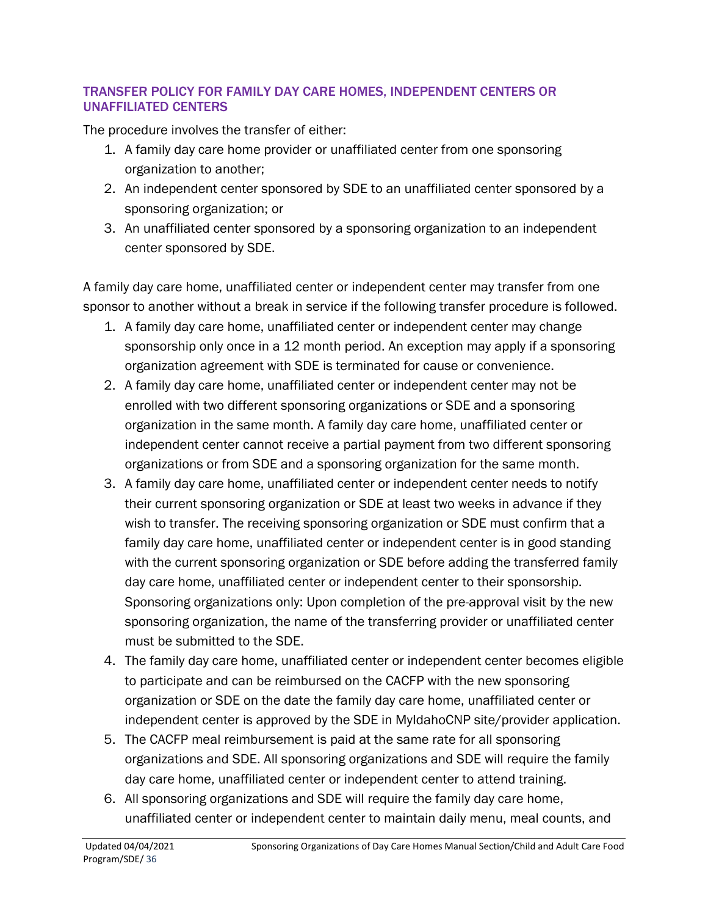## TRANSFER POLICY FOR FAMILY DAY CARE HOMES, INDEPENDENT CENTERS OR UNAFFILIATED CENTERS

The procedure involves the transfer of either:

1. A family day care home provider or unaffiliated center from one sponsoring organization to another;
2. An independent center sponsored by SDE to an unaffiliated center sponsored by a sponsoring organization; or
3. An unaffiliated center sponsored by a sponsoring organization to an independent center sponsored by SDE.

A family day care home, unaffiliated center or independent center may transfer from one sponsor to another without a break in service if the following transfer procedure is followed.

1. A family day care home, unaffiliated center or independent center may change sponsorship only once in a 12 month period. An exception may apply if a sponsoring organization agreement with SDE is terminated for cause or convenience.
2. A family day care home, unaffiliated center or independent center may not be enrolled with two different sponsoring organizations or SDE and a sponsoring organization in the same month. A family day care home, unaffiliated center or independent center cannot receive a partial payment from two different sponsoring organizations or from SDE and a sponsoring organization for the same month.
3. A family day care home, unaffiliated center or independent center needs to notify their current sponsoring organization or SDE at least two weeks in advance if they wish to transfer. The receiving sponsoring organization or SDE must confirm that a family day care home, unaffiliated center or independent center is in good standing with the current sponsoring organization or SDE before adding the transferred family day care home, unaffiliated center or independent center to their sponsorship. Sponsoring organizations only: Upon completion of the pre-approval visit by the new sponsoring organization, the name of the transferring provider or unaffiliated center must be submitted to the SDE.
4. The family day care home, unaffiliated center or independent center becomes eligible to participate and can be reimbursed on the CACFP with the new sponsoring organization or SDE on the date the family day care home, unaffiliated center or independent center is approved by the SDE in MyIdahoCNP site/provider application.
5. The CACFP meal reimbursement is paid at the same rate for all sponsoring organizations and SDE. All sponsoring organizations and SDE will require the family day care home, unaffiliated center or independent center to attend training.
6. All sponsoring organizations and SDE will require the family day care home, unaffiliated center or independent center to maintain daily menu, meal counts, and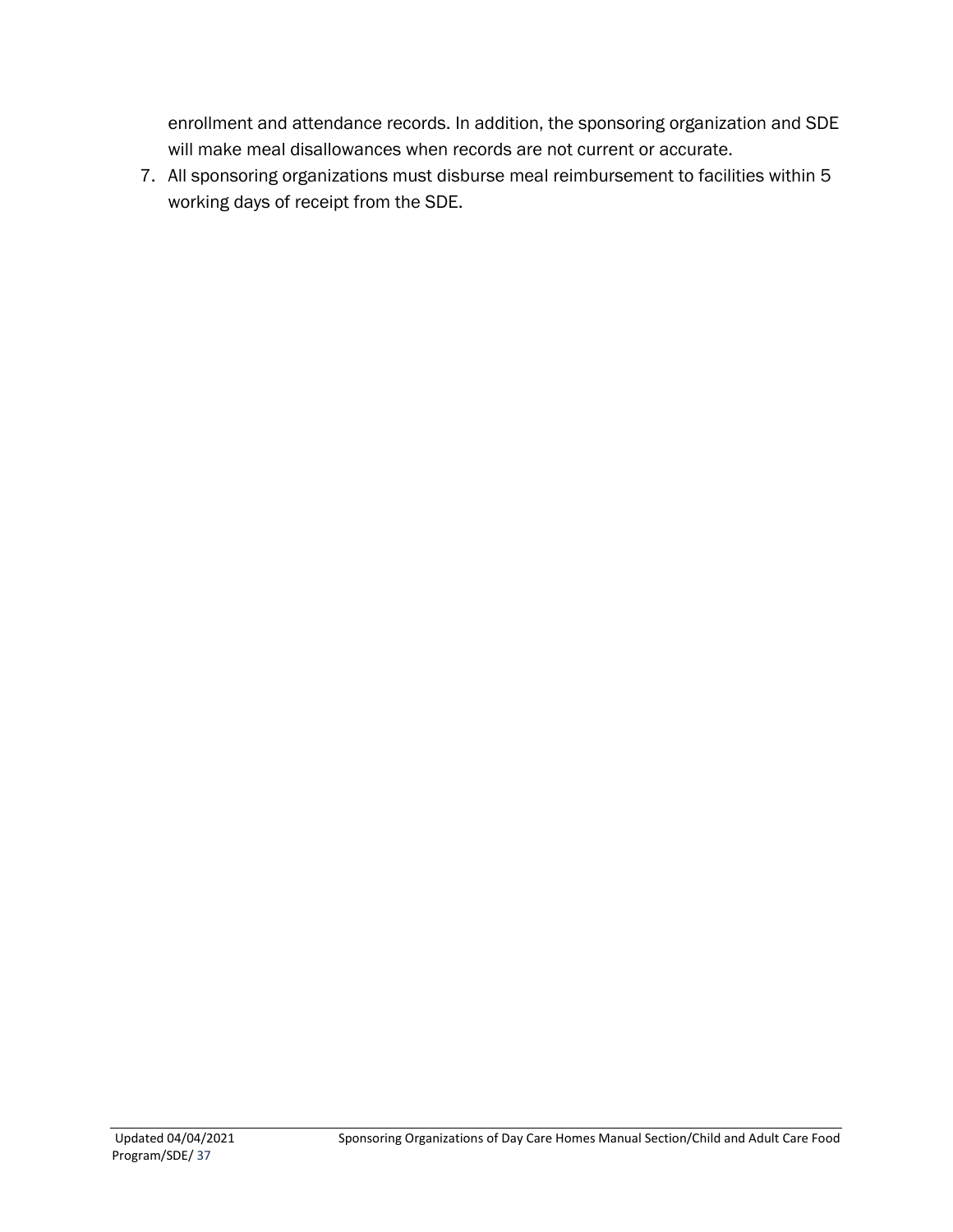enrollment and attendance records. In addition, the sponsoring organization and SDE will make meal disallowances when records are not current or accurate.

7. All sponsoring organizations must disburse meal reimbursement to facilities within 5 working days of receipt from the SDE.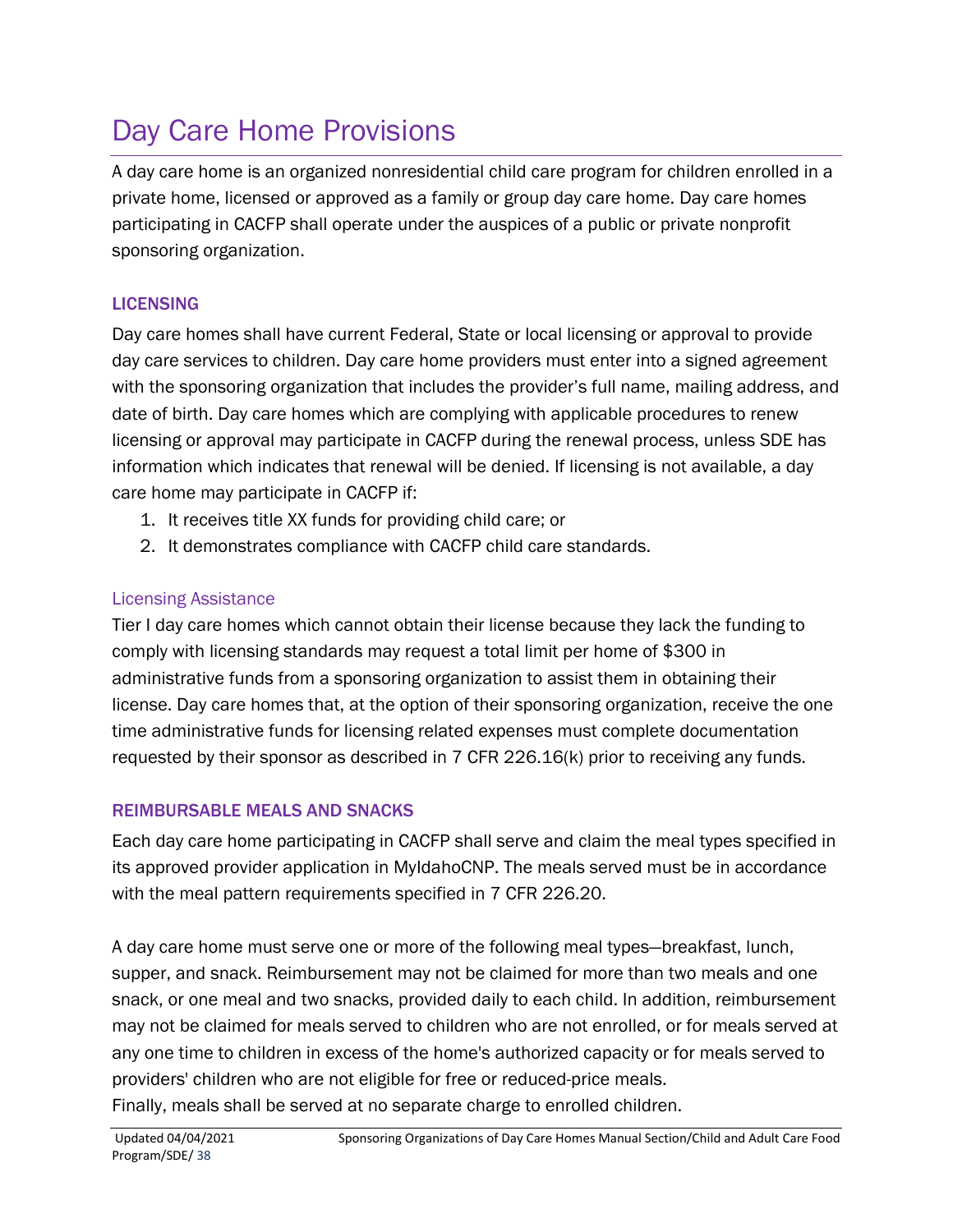# Day Care Home Provisions

A day care home is an organized nonresidential child care program for children enrolled in a private home, licensed or approved as a family or group day care home. Day care homes participating in CACFP shall operate under the auspices of a public or private nonprofit sponsoring organization.

## LICENSING

Day care homes shall have current Federal, State or local licensing or approval to provide day care services to children. Day care home providers must enter into a signed agreement with the sponsoring organization that includes the provider's full name, mailing address, and date of birth. Day care homes which are complying with applicable procedures to renew licensing or approval may participate in CACFP during the renewal process, unless SDE has information which indicates that renewal will be denied. If licensing is not available, a day care home may participate in CACFP if:

1. It receives title XX funds for providing child care; or
2. It demonstrates compliance with CACFP child care standards.

### Licensing Assistance

Tier I day care homes which cannot obtain their license because they lack the funding to comply with licensing standards may request a total limit per home of $300 in administrative funds from a sponsoring organization to assist them in obtaining their license. Day care homes that, at the option of their sponsoring organization, receive the one time administrative funds for licensing related expenses must complete documentation requested by their sponsor as described in 7 CFR 226.16(k) prior to receiving any funds.

## REIMBURSABLE MEALS AND SNACKS

Each day care home participating in CACFP shall serve and claim the meal types specified in its approved provider application in MyIdahoCNP. The meals served must be in accordance with the meal pattern requirements specified in 7 CFR 226.20.

A day care home must serve one or more of the following meal types—breakfast, lunch, supper, and snack. Reimbursement may not be claimed for more than two meals and one snack, or one meal and two snacks, provided daily to each child. In addition, reimbursement may not be claimed for meals served to children who are not enrolled, or for meals served at any one time to children in excess of the home's authorized capacity or for meals served to providers' children who are not eligible for free or reduced-price meals.
Finally, meals shall be served at no separate charge to enrolled children.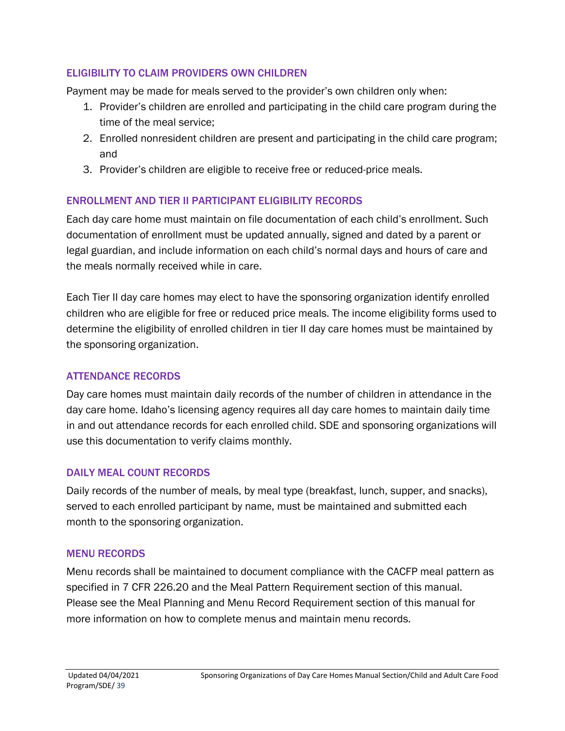### ELIGIBILITY TO CLAIM PROVIDERS OWN CHILDREN

Payment may be made for meals served to the provider's own children only when:

1. Provider's children are enrolled and participating in the child care program during the time of the meal service;
2. Enrolled nonresident children are present and participating in the child care program; and
3. Provider's children are eligible to receive free or reduced-price meals.

### ENROLLMENT AND TIER II PARTICIPANT ELIGIBILITY RECORDS

Each day care home must maintain on file documentation of each child's enrollment. Such documentation of enrollment must be updated annually, signed and dated by a parent or legal guardian, and include information on each child's normal days and hours of care and the meals normally received while in care.

Each Tier II day care homes may elect to have the sponsoring organization identify enrolled children who are eligible for free or reduced price meals. The income eligibility forms used to determine the eligibility of enrolled children in tier II day care homes must be maintained by the sponsoring organization.

### ATTENDANCE RECORDS

Day care homes must maintain daily records of the number of children in attendance in the day care home. Idaho's licensing agency requires all day care homes to maintain daily time in and out attendance records for each enrolled child. SDE and sponsoring organizations will use this documentation to verify claims monthly.

### DAILY MEAL COUNT RECORDS

Daily records of the number of meals, by meal type (breakfast, lunch, supper, and snacks), served to each enrolled participant by name, must be maintained and submitted each month to the sponsoring organization.

### MENU RECORDS

Menu records shall be maintained to document compliance with the CACFP meal pattern as specified in 7 CFR 226.20 and the Meal Pattern Requirement section of this manual. Please see the Meal Planning and Menu Record Requirement section of this manual for more information on how to complete menus and maintain menu records.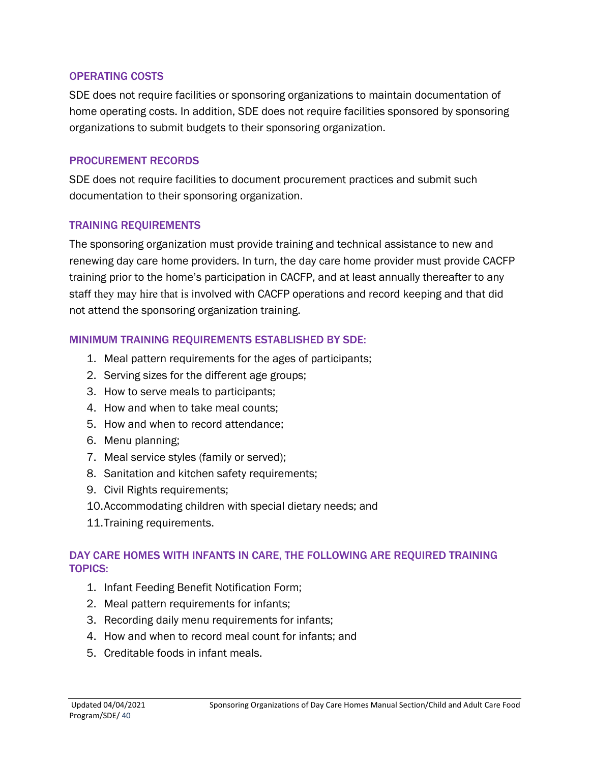### OPERATING COSTS

SDE does not require facilities or sponsoring organizations to maintain documentation of home operating costs. In addition, SDE does not require facilities sponsored by sponsoring organizations to submit budgets to their sponsoring organization.

### PROCUREMENT RECORDS

SDE does not require facilities to document procurement practices and submit such documentation to their sponsoring organization.

### TRAINING REQUIREMENTS

The sponsoring organization must provide training and technical assistance to new and renewing day care home providers. In turn, the day care home provider must provide CACFP training prior to the home's participation in CACFP, and at least annually thereafter to any staff they may hire that is involved with CACFP operations and record keeping and that did not attend the sponsoring organization training.

### MINIMUM TRAINING REQUIREMENTS ESTABLISHED BY SDE:

1. Meal pattern requirements for the ages of participants;
2. Serving sizes for the different age groups;
3. How to serve meals to participants;
4. How and when to take meal counts;
5. How and when to record attendance;
6. Menu planning;
7. Meal service styles (family or served);
8. Sanitation and kitchen safety requirements;
9. Civil Rights requirements;
10. Accommodating children with special dietary needs; and
11. Training requirements.

### DAY CARE HOMES WITH INFANTS IN CARE, THE FOLLOWING ARE REQUIRED TRAINING TOPICS:

1. Infant Feeding Benefit Notification Form;
2. Meal pattern requirements for infants;
3. Recording daily menu requirements for infants;
4. How and when to record meal count for infants; and
5. Creditable foods in infant meals.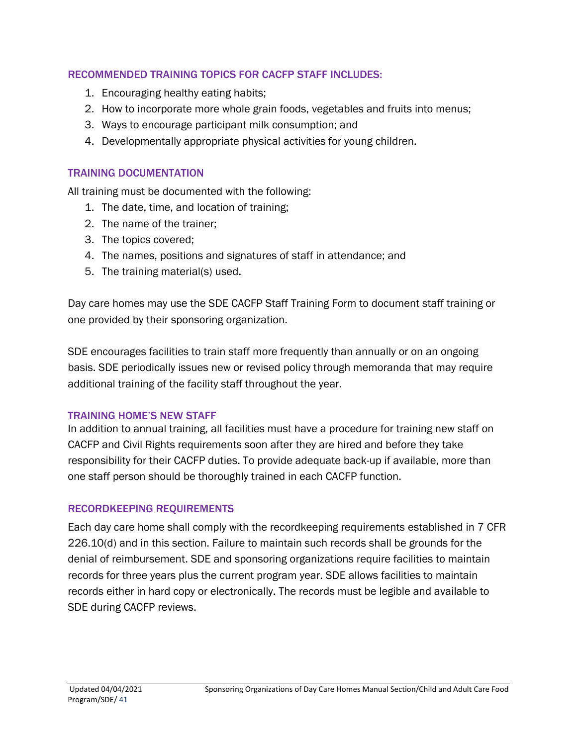### RECOMMENDED TRAINING TOPICS FOR CACFP STAFF INCLUDES:

1. Encouraging healthy eating habits;
2. How to incorporate more whole grain foods, vegetables and fruits into menus;
3. Ways to encourage participant milk consumption; and
4. Developmentally appropriate physical activities for young children.

### TRAINING DOCUMENTATION

All training must be documented with the following:

1. The date, time, and location of training;
2. The name of the trainer;
3. The topics covered;
4. The names, positions and signatures of staff in attendance; and
5. The training material(s) used.

Day care homes may use the SDE CACFP Staff Training Form to document staff training or one provided by their sponsoring organization.

SDE encourages facilities to train staff more frequently than annually or on an ongoing basis. SDE periodically issues new or revised policy through memoranda that may require additional training of the facility staff throughout the year.

### TRAINING HOME'S NEW STAFF

In addition to annual training, all facilities must have a procedure for training new staff on CACFP and Civil Rights requirements soon after they are hired and before they take responsibility for their CACFP duties. To provide adequate back-up if available, more than one staff person should be thoroughly trained in each CACFP function.

### RECORDKEEPING REQUIREMENTS

Each day care home shall comply with the recordkeeping requirements established in 7 CFR 226.10(d) and in this section. Failure to maintain such records shall be grounds for the denial of reimbursement. SDE and sponsoring organizations require facilities to maintain records for three years plus the current program year. SDE allows facilities to maintain records either in hard copy or electronically. The records must be legible and available to SDE during CACFP reviews.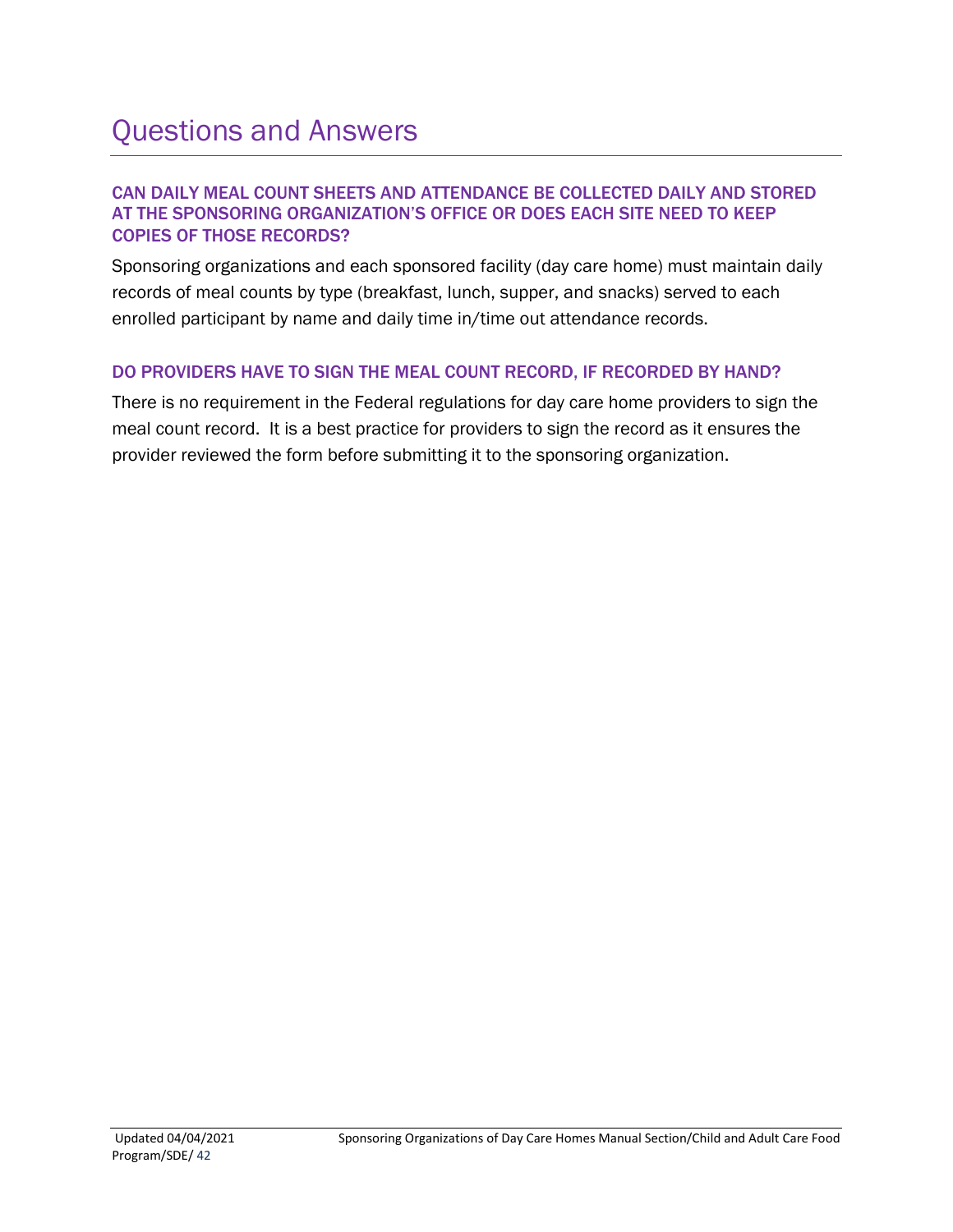# Questions and Answers

### CAN DAILY MEAL COUNT SHEETS AND ATTENDANCE BE COLLECTED DAILY AND STORED AT THE SPONSORING ORGANIZATION'S OFFICE OR DOES EACH SITE NEED TO KEEP COPIES OF THOSE RECORDS?

Sponsoring organizations and each sponsored facility (day care home) must maintain daily records of meal counts by type (breakfast, lunch, supper, and snacks) served to each enrolled participant by name and daily time in/time out attendance records.

### DO PROVIDERS HAVE TO SIGN THE MEAL COUNT RECORD, IF RECORDED BY HAND?

There is no requirement in the Federal regulations for day care home providers to sign the meal count record. It is a best practice for providers to sign the record as it ensures the provider reviewed the form before submitting it to the sponsoring organization.